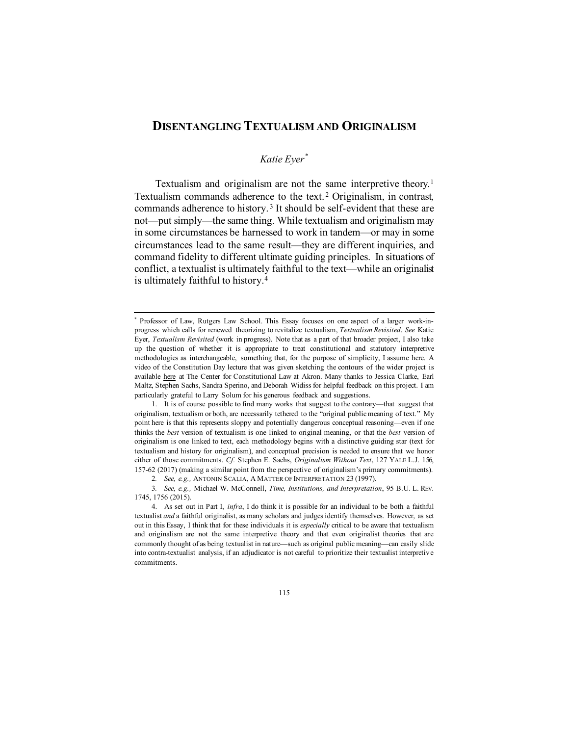# DISENTANGLING TEXTUALISM AND ORIGINALISM

*Katie Eyer*[*]

Textualism and originalism are not the same interpretive theory.[1] Textualism commands adherence to the text.[2] Originalism, in contrast, commands adherence to history.[3] It should be self-evident that these are not—put simply—the same thing. While textualism and originalism may in some circumstances be harnessed to work in tandem—or may in some circumstances lead to the same result—they are different inquiries, and command fidelity to different ultimate guiding principles. In situations of conflict, a textualist is ultimately faithful to the text—while an originalist is ultimately faithful to history.[4]

---

[*] Professor of Law, Rutgers Law School. This Essay focuses on one aspect of a larger work-in-progress which calls for renewed theorizing to revitalize textualism, *Textualism Revisited*. *See* Katie Eyer, *Textualism Revisited* (work in progress). Note that as a part of that broader project, I also take up the question of whether it is appropriate to treat constitutional and statutory interpretive methodologies as interchangeable, something that, for the purpose of simplicity, I assume here. A video of the Constitution Day lecture that was given sketching the contours of the wider project is available here at The Center for Constitutional Law at Akron. Many thanks to Jessica Clarke, Earl Maltz, Stephen Sachs, Sandra Sperino, and Deborah Widiss for helpful feedback on this project. I am particularly grateful to Larry Solum for his generous feedback and suggestions.

1. It is of course possible to find many works that suggest to the contrary—that suggest that originalism, textualism or both, are necessarily tethered to the "original public meaning of text." My point here is that this represents sloppy and potentially dangerous conceptual reasoning—even if one thinks the *best* version of textualism is one linked to original meaning, or that the *best* version of originalism is one linked to text, each methodology begins with a distinctive guiding star (text for textualism and history for originalism), and conceptual precision is needed to ensure that we honor either of those commitments. *Cf.* Stephen E. Sachs, *Originalism Without Text*, 127 YALE L.J. 156, 157-62 (2017) (making a similar point from the perspective of originalism's primary commitments).

2. *See, e.g.,* ANTONIN SCALIA, A MATTER OF INTERPRETATION 23 (1997).

3. *See, e.g.,* Michael W. McConnell, *Time, Institutions, and Interpretation*, 95 B.U. L. REV. 1745, 1756 (2015).

4. As set out in Part I, *infra*, I do think it is possible for an individual to be both a faithful textualist *and* a faithful originalist, as many scholars and judges identify themselves. However, as set out in this Essay, I think that for these individuals it is *especially* critical to be aware that textualism and originalism are not the same interpretive theory and that even originalist theories that are commonly thought of as being textualist in nature—such as original public meaning—can easily slide into contra-textualist analysis, if an adjudicator is not careful to prioritize their textualist interpretive commitments.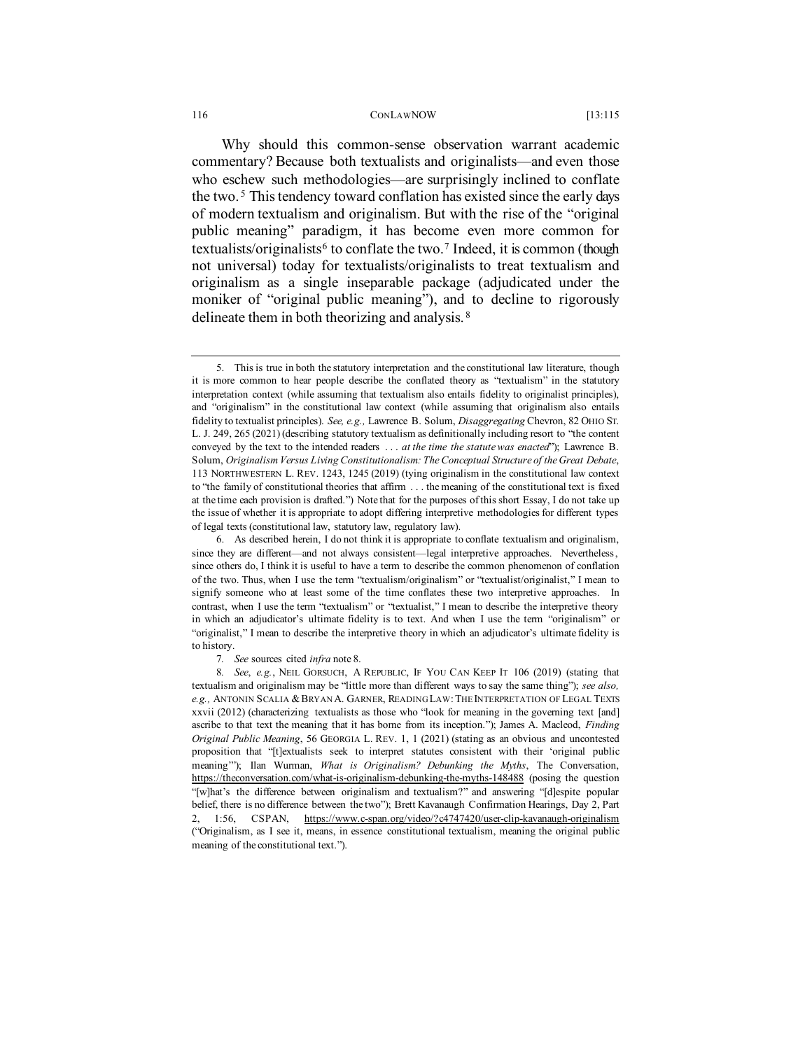Why should this common-sense observation warrant academic commentary? Because both textualists and originalists—and even those who eschew such methodologies—are surprisingly inclined to conflate the two.[5] This tendency toward conflation has existed since the early days of modern textualism and originalism. But with the rise of the "original public meaning" paradigm, it has become even more common for textualists/originalists[6] to conflate the two.[7] Indeed, it is common (though not universal) today for textualists/originalists to treat textualism and originalism as a single inseparable package (adjudicated under the moniker of "original public meaning"), and to decline to rigorously delineate them in both theorizing and analysis.[8]

---

5. This is true in both the statutory interpretation and the constitutional law literature, though it is more common to hear people describe the conflated theory as "textualism" in the statutory interpretation context (while assuming that textualism also entails fidelity to originalist principles), and "originalism" in the constitutional law context (while assuming that originalism also entails fidelity to textualist principles). *See, e.g.,* Lawrence B. Solum, *Disaggregating* Chevron, 82 OHIO ST. L. J. 249, 265 (2021) (describing statutory textualism as definitionally including resort to "the content conveyed by the text to the intended readers . . . *at the time the statute was enacted*"); Lawrence B. Solum, *Originalism Versus Living Constitutionalism: The Conceptual Structure of the Great Debate*, 113 NORTHWESTERN L. REV. 1243, 1245 (2019) (tying originalism in the constitutional law context to "the family of constitutional theories that affirm . . . the meaning of the constitutional text is fixed at the time each provision is drafted.") Note that for the purposes of this short Essay, I do not take up the issue of whether it is appropriate to adopt differing interpretive methodologies for different types of legal texts (constitutional law, statutory law, regulatory law).

6. As described herein, I do not think it is appropriate to conflate textualism and originalism, since they are different—and not always consistent—legal interpretive approaches. Nevertheless, since others do, I think it is useful to have a term to describe the common phenomenon of conflation of the two. Thus, when I use the term "textualism/originalism" or "textualist/originalist," I mean to signify someone who at least some of the time conflates these two interpretive approaches. In contrast, when I use the term "textualism" or "textualist," I mean to describe the interpretive theory in which an adjudicator's ultimate fidelity is to text. And when I use the term "originalism" or "originalist," I mean to describe the interpretive theory in which an adjudicator's ultimate fidelity is to history.

7. *See* sources cited *infra* note 8.

8. *See*, *e.g.*, NEIL GORSUCH, A REPUBLIC, IF YOU CAN KEEP IT 106 (2019) (stating that textualism and originalism may be "little more than different ways to say the same thing"); *see also, e.g.,* ANTONIN SCALIA & BRYAN A. GARNER, READING LAW: THE INTERPRETATION OF LEGAL TEXTS xxvii (2012) (characterizing textualists as those who "look for meaning in the governing text [and] ascribe to that text the meaning that it has borne from its inception."); James A. Macleod, *Finding Original Public Meaning*, 56 GEORGIA L. REV. 1, 1 (2021) (stating as an obvious and uncontested proposition that "[t]extualists seek to interpret statutes consistent with their 'original public meaning'"); Ilan Wurman, *What is Originalism? Debunking the Myths*, The Conversation, https://theconversation.com/what-is-originalism-debunking-the-myths-148488 (posing the question "[w]hat's the difference between originalism and textualism?" and answering "[d]espite popular belief, there is no difference between the two"); Brett Kavanaugh Confirmation Hearings, Day 2, Part 2, 1:56, CSPAN, https://www.c-span.org/video/?c4747420/user-clip-kavanaugh-originalism ("Originalism, as I see it, means, in essence constitutional textualism, meaning the original public meaning of the constitutional text.").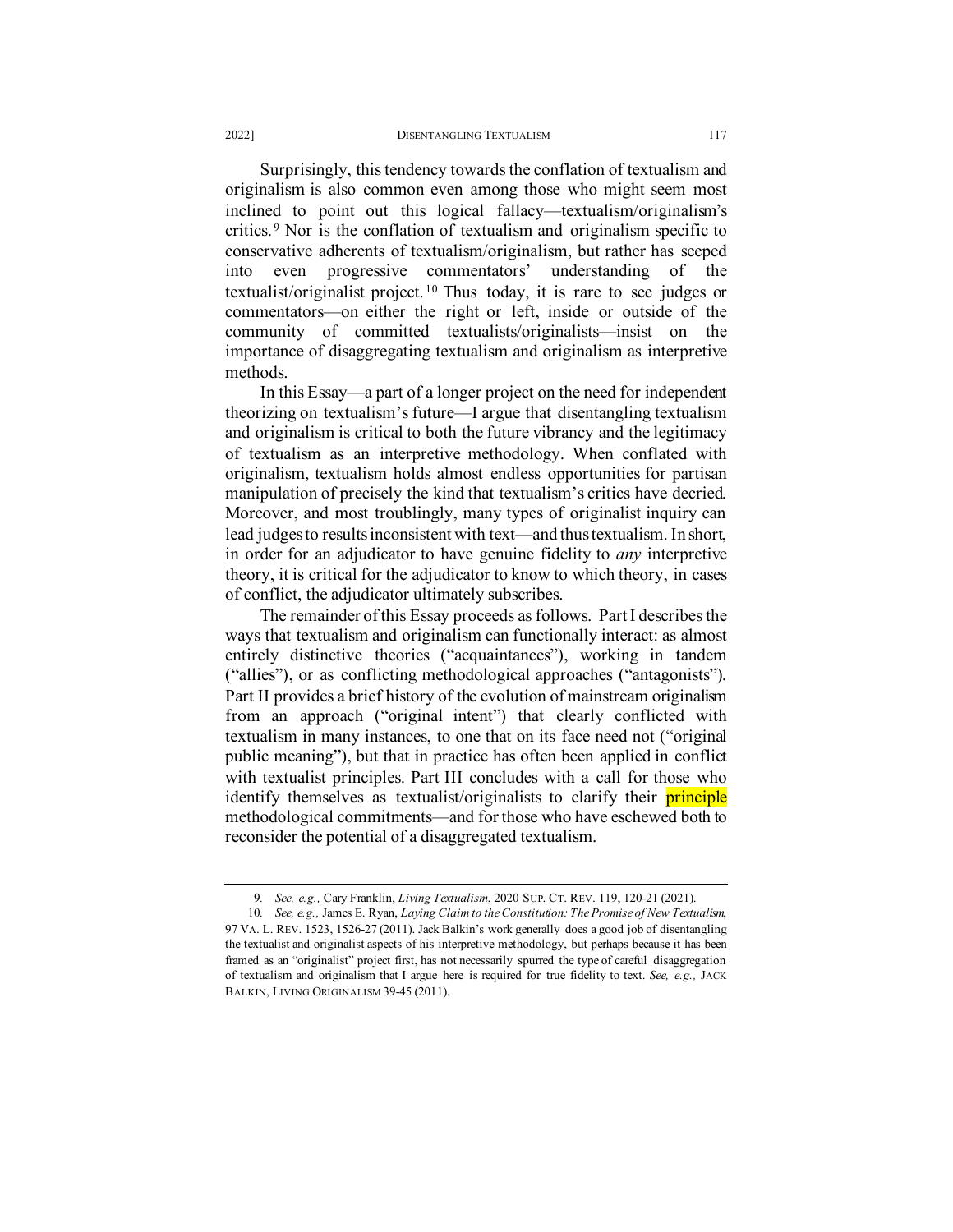Surprisingly, this tendency towards the conflation of textualism and originalism is also common even among those who might seem most inclined to point out this logical fallacy—textualism/originalism's critics.[9] Nor is the conflation of textualism and originalism specific to conservative adherents of textualism/originalism, but rather has seeped into even progressive commentators' understanding of the textualist/originalist project.[10] Thus today, it is rare to see judges or commentators—on either the right or left, inside or outside of the community of committed textualists/originalists—insist on the importance of disaggregating textualism and originalism as interpretive methods.

In this Essay—a part of a longer project on the need for independent theorizing on textualism's future—I argue that disentangling textualism and originalism is critical to both the future vibrancy and the legitimacy of textualism as an interpretive methodology. When conflated with originalism, textualism holds almost endless opportunities for partisan manipulation of precisely the kind that textualism's critics have decried. Moreover, and most troublingly, many types of originalist inquiry can lead judges to results inconsistent with text—and thus textualism. In short, in order for an adjudicator to have genuine fidelity to *any* interpretive theory, it is critical for the adjudicator to know to which theory, in cases of conflict, the adjudicator ultimately subscribes.

The remainder of this Essay proceeds as follows. Part I describes the ways that textualism and originalism can functionally interact: as almost entirely distinctive theories ("acquaintances"), working in tandem ("allies"), or as conflicting methodological approaches ("antagonists"). Part II provides a brief history of the evolution of mainstream originalism from an approach ("original intent") that clearly conflicted with textualism in many instances, to one that on its face need not ("original public meaning"), but that in practice has often been applied in conflict with textualist principles. Part III concludes with a call for those who identify themselves as textualist/originalists to clarify their principle methodological commitments—and for those who have eschewed both to reconsider the potential of a disaggregated textualism.

---

9. *See, e.g.,* Cary Franklin, *Living Textualism*, 2020 SUP. CT. REV. 119, 120-21 (2021).

10. *See, e.g.,* James E. Ryan, *Laying Claim to the Constitution: The Promise of New Textualism*, 97 VA. L. REV. 1523, 1526-27 (2011). Jack Balkin's work generally does a good job of disentangling the textualist and originalist aspects of his interpretive methodology, but perhaps because it has been framed as an "originalist" project first, has not necessarily spurred the type of careful disaggregation of textualism and originalism that I argue here is required for true fidelity to text. *See, e.g.,* JACK BALKIN, LIVING ORIGINALISM 39-45 (2011).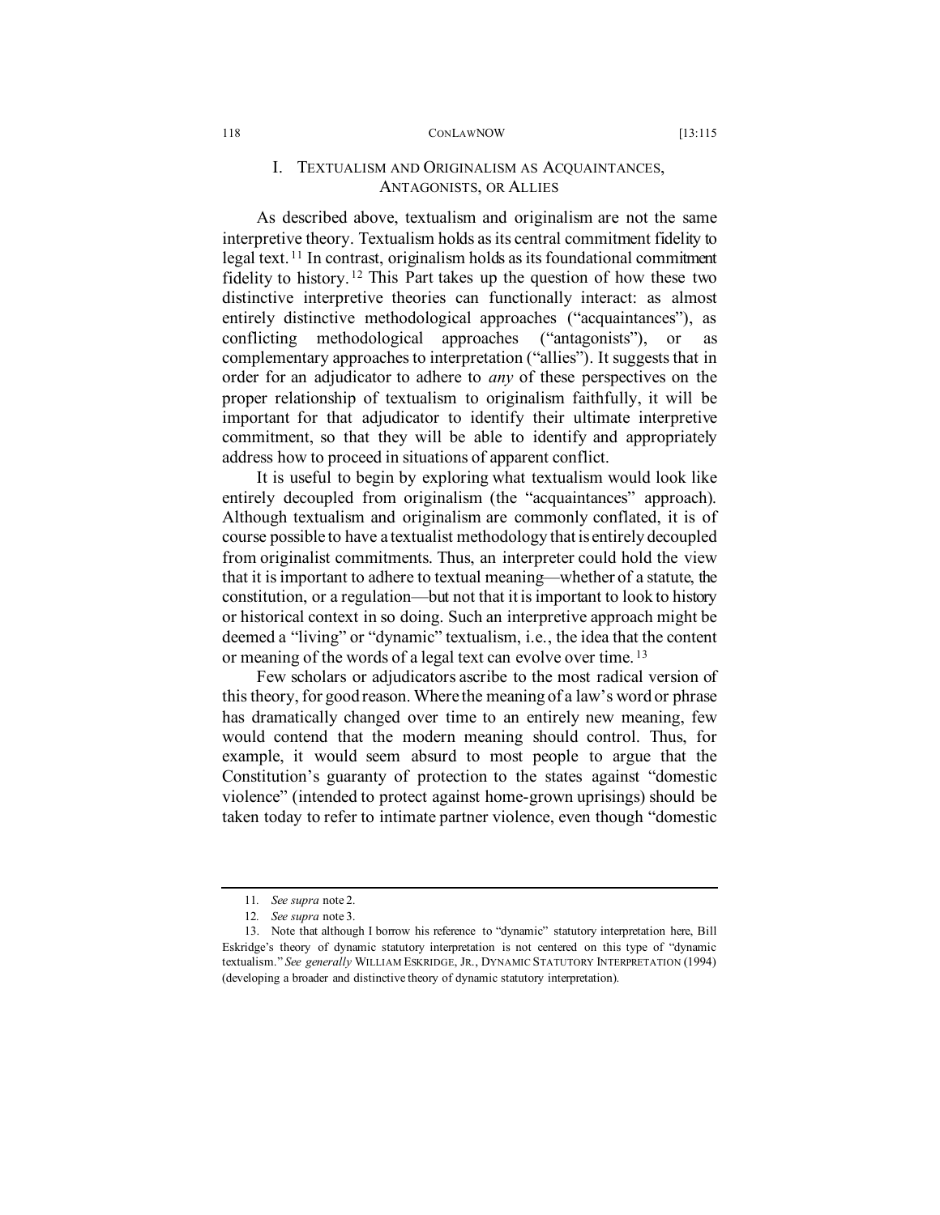## I. Textualism and Originalism as Acquaintances, Antagonists, or Allies

As described above, textualism and originalism are not the same interpretive theory. Textualism holds as its central commitment fidelity to legal text.[11] In contrast, originalism holds as its foundational commitment fidelity to history.[12] This Part takes up the question of how these two distinctive interpretive theories can functionally interact: as almost entirely distinctive methodological approaches ("acquaintances"), as conflicting methodological approaches ("antagonists"), or as complementary approaches to interpretation ("allies"). It suggests that in order for an adjudicator to adhere to *any* of these perspectives on the proper relationship of textualism to originalism faithfully, it will be important for that adjudicator to identify their ultimate interpretive commitment, so that they will be able to identify and appropriately address how to proceed in situations of apparent conflict.

It is useful to begin by exploring what textualism would look like entirely decoupled from originalism (the "acquaintances" approach). Although textualism and originalism are commonly conflated, it is of course possible to have a textualist methodology that is entirely decoupled from originalist commitments. Thus, an interpreter could hold the view that it is important to adhere to textual meaning—whether of a statute, the constitution, or a regulation—but not that it is important to look to history or historical context in so doing. Such an interpretive approach might be deemed a "living" or "dynamic" textualism, i.e., the idea that the content or meaning of the words of a legal text can evolve over time.[13]

Few scholars or adjudicators ascribe to the most radical version of this theory, for good reason. Where the meaning of a law's word or phrase has dramatically changed over time to an entirely new meaning, few would contend that the modern meaning should control. Thus, for example, it would seem absurd to most people to argue that the Constitution's guaranty of protection to the states against "domestic violence" (intended to protect against home-grown uprisings) should be taken today to refer to intimate partner violence, even though "domestic

---

11. *See supra* note 2.

12. *See supra* note 3.

13. Note that although I borrow his reference to "dynamic" statutory interpretation here, Bill Eskridge's theory of dynamic statutory interpretation is not centered on this type of "dynamic textualism." *See generally* WILLIAM ESKRIDGE, JR., DYNAMIC STATUTORY INTERPRETATION (1994) (developing a broader and distinctive theory of dynamic statutory interpretation).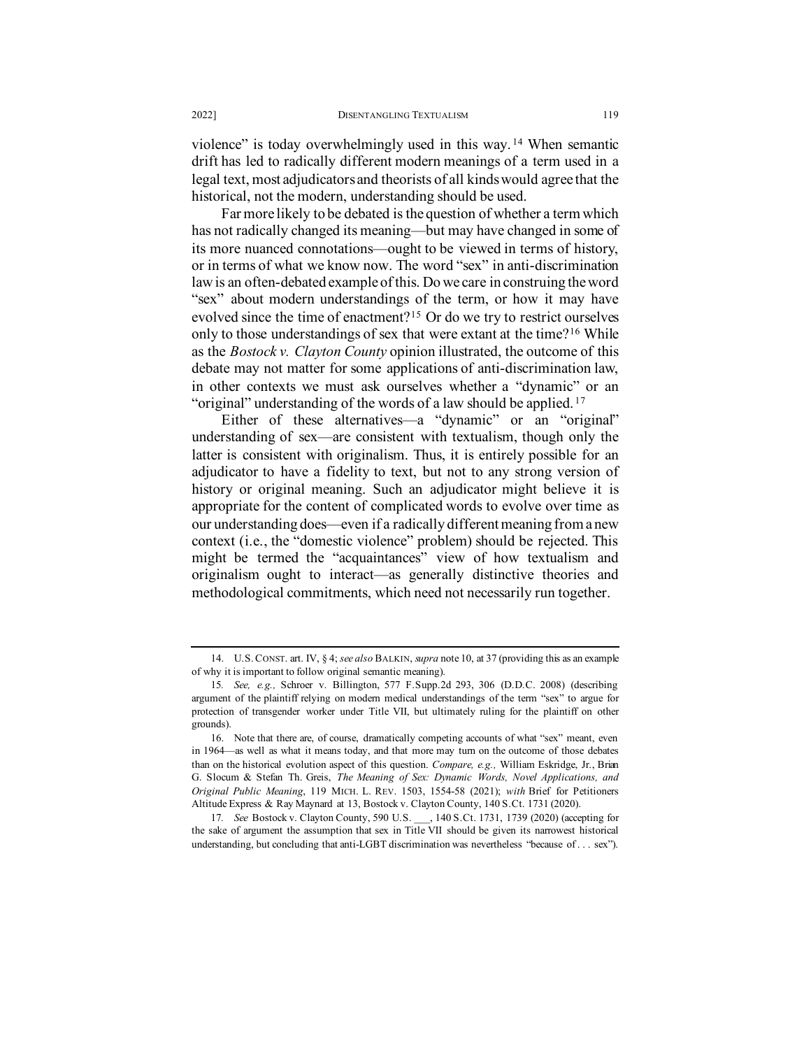violence" is today overwhelmingly used in this way.[14] When semantic drift has led to radically different modern meanings of a term used in a legal text, most adjudicators and theorists of all kinds would agree that the historical, not the modern, understanding should be used.

Far more likely to be debated is the question of whether a term which has not radically changed its meaning—but may have changed in some of its more nuanced connotations—ought to be viewed in terms of history, or in terms of what we know now. The word "sex" in anti-discrimination law is an often-debated example of this. Do we care in construing the word "sex" about modern understandings of the term, or how it may have evolved since the time of enactment?[15] Or do we try to restrict ourselves only to those understandings of sex that were extant at the time?[16] While as the *Bostock v. Clayton County* opinion illustrated, the outcome of this debate may not matter for some applications of anti-discrimination law, in other contexts we must ask ourselves whether a "dynamic" or an "original" understanding of the words of a law should be applied.[17]

Either of these alternatives—a "dynamic" or an "original" understanding of sex—are consistent with textualism, though only the latter is consistent with originalism. Thus, it is entirely possible for an adjudicator to have a fidelity to text, but not to any strong version of history or original meaning. Such an adjudicator might believe it is appropriate for the content of complicated words to evolve over time as our understanding does—even if a radically different meaning from a new context (i.e., the "domestic violence" problem) should be rejected. This might be termed the "acquaintances" view of how textualism and originalism ought to interact—as generally distinctive theories and methodological commitments, which need not necessarily run together.

---

14. U.S. CONST. art. IV, § 4; *see also* BALKIN, *supra* note 10, at 37 (providing this as an example of why it is important to follow original semantic meaning).

15. *See, e.g.,* Schroer v. Billington, 577 F.Supp.2d 293, 306 (D.D.C. 2008) (describing argument of the plaintiff relying on modern medical understandings of the term "sex" to argue for protection of transgender worker under Title VII, but ultimately ruling for the plaintiff on other grounds).

16. Note that there are, of course, dramatically competing accounts of what "sex" meant, even in 1964—as well as what it means today, and that more may turn on the outcome of those debates than on the historical evolution aspect of this question. *Compare, e.g.,* William Eskridge, Jr., Brian G. Slocum & Stefan Th. Greis, *The Meaning of Sex: Dynamic Words, Novel Applications, and Original Public Meaning*, 119 MICH. L. REV. 1503, 1554-58 (2021); *with* Brief for Petitioners Altitude Express & Ray Maynard at 13, Bostock v. Clayton County, 140 S.Ct. 1731 (2020).

17. *See* Bostock v. Clayton County, 590 U.S. ___, 140 S.Ct. 1731, 1739 (2020) (accepting for the sake of argument the assumption that sex in Title VII should be given its narrowest historical understanding, but concluding that anti-LGBT discrimination was nevertheless "because of . . . sex").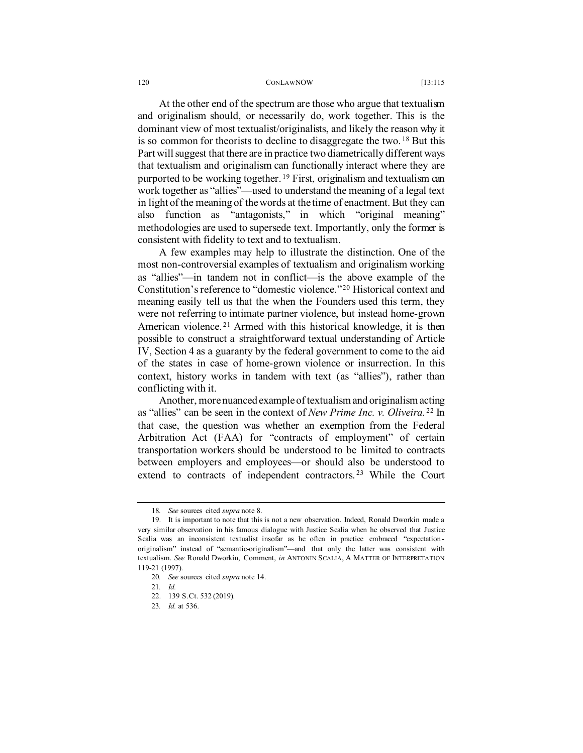At the other end of the spectrum are those who argue that textualism and originalism should, or necessarily do, work together. This is the dominant view of most textualist/originalists, and likely the reason why it is so common for theorists to decline to disaggregate the two.[18] But this Part will suggest that there are in practice two diametrically different ways that textualism and originalism can functionally interact where they are purported to be working together.[19] First, originalism and textualism can work together as "allies"—used to understand the meaning of a legal text in light of the meaning of the words at the time of enactment. But they can also function as "antagonists," in which "original meaning" methodologies are used to supersede text. Importantly, only the former is consistent with fidelity to text and to textualism.

A few examples may help to illustrate the distinction. One of the most non-controversial examples of textualism and originalism working as "allies"—in tandem not in conflict—is the above example of the Constitution's reference to "domestic violence."[20] Historical context and meaning easily tell us that the when the Founders used this term, they were not referring to intimate partner violence, but instead home-grown American violence.[21] Armed with this historical knowledge, it is then possible to construct a straightforward textual understanding of Article IV, Section 4 as a guaranty by the federal government to come to the aid of the states in case of home-grown violence or insurrection. In this context, history works in tandem with text (as "allies"), rather than conflicting with it.

Another, more nuanced example of textualism and originalism acting as "allies" can be seen in the context of *New Prime Inc. v. Oliveira.*[22] In that case, the question was whether an exemption from the Federal Arbitration Act (FAA) for "contracts of employment" of certain transportation workers should be understood to be limited to contracts between employers and employees—or should also be understood to extend to contracts of independent contractors.[23] While the Court

---

18. *See* sources cited *supra* note 8.

19. It is important to note that this is not a new observation. Indeed, Ronald Dworkin made a very similar observation in his famous dialogue with Justice Scalia when he observed that Justice Scalia was an inconsistent textualist insofar as he often in practice embraced "expectation-originalism" instead of "semantic-originalism"—and that only the latter was consistent with textualism. *See* Ronald Dworkin, Comment, *in* ANTONIN SCALIA, A MATTER OF INTERPRETATION 119-21 (1997).

20. *See* sources cited *supra* note 14.

21. *Id.*

22. 139 S.Ct. 532 (2019).

23. *Id.* at 536.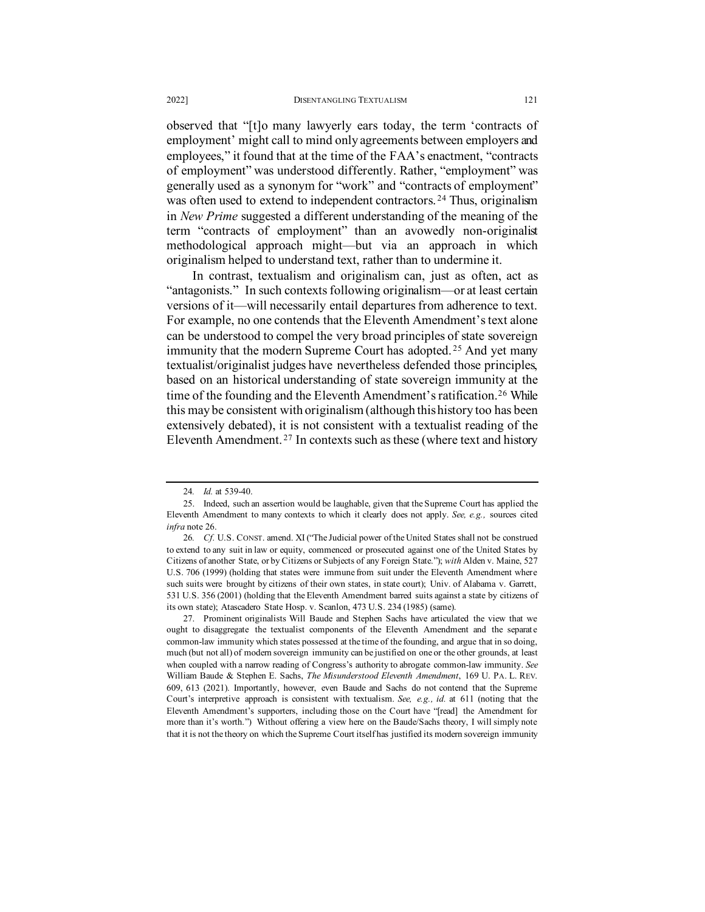observed that "[t]o many lawyerly ears today, the term 'contracts of employment' might call to mind only agreements between employers and employees," it found that at the time of the FAA's enactment, "contracts of employment" was understood differently. Rather, "employment" was generally used as a synonym for "work" and "contracts of employment" was often used to extend to independent contractors.[24] Thus, originalism in *New Prime* suggested a different understanding of the meaning of the term "contracts of employment" than an avowedly non-originalist methodological approach might—but via an approach in which originalism helped to understand text, rather than to undermine it.

In contrast, textualism and originalism can, just as often, act as "antagonists." In such contexts following originalism—or at least certain versions of it—will necessarily entail departures from adherence to text. For example, no one contends that the Eleventh Amendment's text alone can be understood to compel the very broad principles of state sovereign immunity that the modern Supreme Court has adopted.[25] And yet many textualist/originalist judges have nevertheless defended those principles, based on an historical understanding of state sovereign immunity at the time of the founding and the Eleventh Amendment's ratification.[26] While this may be consistent with originalism (although this history too has been extensively debated), it is not consistent with a textualist reading of the Eleventh Amendment.[27] In contexts such as these (where text and history

---

24. *Id.* at 539-40.

25. Indeed, such an assertion would be laughable, given that the Supreme Court has applied the Eleventh Amendment to many contexts to which it clearly does not apply. *See, e.g.,* sources cited *infra* note 26.

26. *Cf.* U.S. CONST. amend. XI ("The Judicial power of the United States shall not be construed to extend to any suit in law or equity, commenced or prosecuted against one of the United States by Citizens of another State, or by Citizens or Subjects of any Foreign State."); *with* Alden v. Maine, 527 U.S. 706 (1999) (holding that states were immune from suit under the Eleventh Amendment where such suits were brought by citizens of their own states, in state court); Univ. of Alabama v. Garrett, 531 U.S. 356 (2001) (holding that the Eleventh Amendment barred suits against a state by citizens of its own state); Atascadero State Hosp. v. Scanlon, 473 U.S. 234 (1985) (same).

27. Prominent originalists Will Baude and Stephen Sachs have articulated the view that we ought to disaggregate the textualist components of the Eleventh Amendment and the separate common-law immunity which states possessed at the time of the founding, and argue that in so doing, much (but not all) of modern sovereign immunity can be justified on one or the other grounds, at least when coupled with a narrow reading of Congress's authority to abrogate common-law immunity. *See* William Baude & Stephen E. Sachs, *The Misunderstood Eleventh Amendment*, 169 U. PA. L. REV. 609, 613 (2021). Importantly, however, even Baude and Sachs do not contend that the Supreme Court's interpretive approach is consistent with textualism. *See, e.g., id.* at 611 (noting that the Eleventh Amendment's supporters, including those on the Court have "[read] the Amendment for more than it's worth.") Without offering a view here on the Baude/Sachs theory, I will simply note that it is not the theory on which the Supreme Court itself has justified its modern sovereign immunity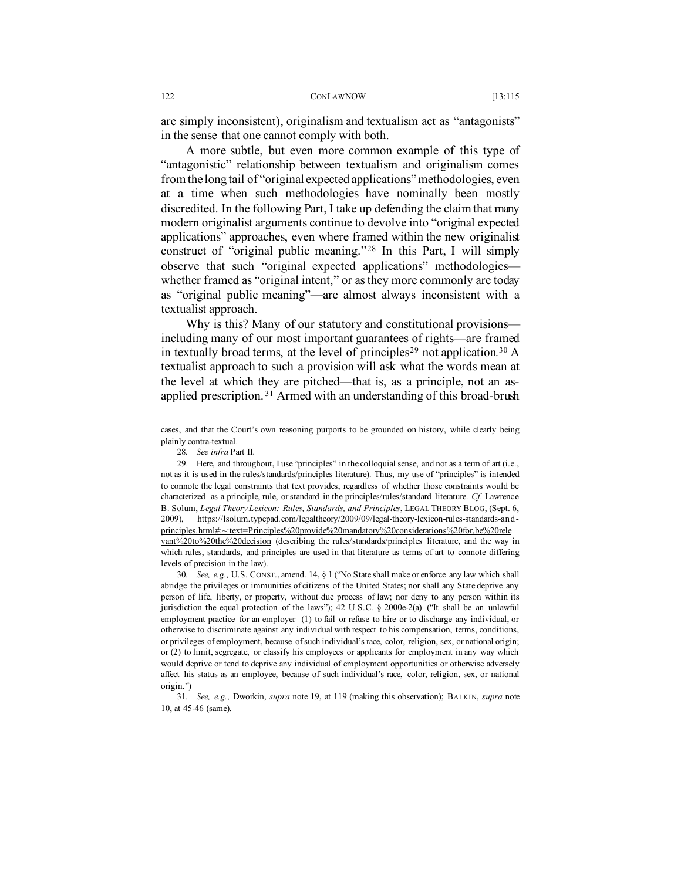are simply inconsistent), originalism and textualism act as "antagonists" in the sense that one cannot comply with both.

A more subtle, but even more common example of this type of "antagonistic" relationship between textualism and originalism comes from the long tail of "original expected applications" methodologies, even at a time when such methodologies have nominally been mostly discredited. In the following Part, I take up defending the claim that many modern originalist arguments continue to devolve into "original expected applications" approaches, even where framed within the new originalist construct of "original public meaning."[28] In this Part, I will simply observe that such "original expected applications" methodologies—whether framed as "original intent," or as they more commonly are today as "original public meaning"—are almost always inconsistent with a textualist approach.

Why is this? Many of our statutory and constitutional provisions—including many of our most important guarantees of rights—are framed in textually broad terms, at the level of principles[29] not application.[30] A textualist approach to such a provision will ask what the words mean at the level at which they are pitched—that is, as a principle, not an as-applied prescription.[31] Armed with an understanding of this broad-brush

---

cases, and that the Court's own reasoning purports to be grounded on history, while clearly being plainly contra-textual.

28. *See infra* Part II.

29. Here, and throughout, I use "principles" in the colloquial sense, and not as a term of art (i.e., not as it is used in the rules/standards/principles literature). Thus, my use of "principles" is intended to connote the legal constraints that text provides, regardless of whether those constraints would be characterized as a principle, rule, or standard in the principles/rules/standard literature. *Cf.* Lawrence B. Solum, *Legal Theory Lexicon: Rules, Standards, and Principles*, LEGAL THEORY BLOG, (Sept. 6, 2009), https://lsolum.typepad.com/legaltheory/2009/09/legal-theory-lexicon-rules-standards-and-principles.html#:~:text=Principles%20provide%20mandatory%20considerations%20for,be%20relevant%20to%20the%20decision (describing the rules/standards/principles literature, and the way in which rules, standards, and principles are used in that literature as terms of art to connote differing levels of precision in the law).

30. *See, e.g.,* U.S. CONST., amend. 14, § 1 ("No State shall make or enforce any law which shall abridge the privileges or immunities of citizens of the United States; nor shall any State deprive any person of life, liberty, or property, without due process of law; nor deny to any person within its jurisdiction the equal protection of the laws"); 42 U.S.C. § 2000e-2(a) ("It shall be an unlawful employment practice for an employer (1) to fail or refuse to hire or to discharge any individual, or otherwise to discriminate against any individual with respect to his compensation, terms, conditions, or privileges of employment, because of such individual's race, color, religion, sex, or national origin; or (2) to limit, segregate, or classify his employees or applicants for employment in any way which would deprive or tend to deprive any individual of employment opportunities or otherwise adversely affect his status as an employee, because of such individual's race, color, religion, sex, or national origin.")

31. *See, e.g.,* Dworkin, *supra* note 19, at 119 (making this observation); BALKIN, *supra* note 10, at 45-46 (same).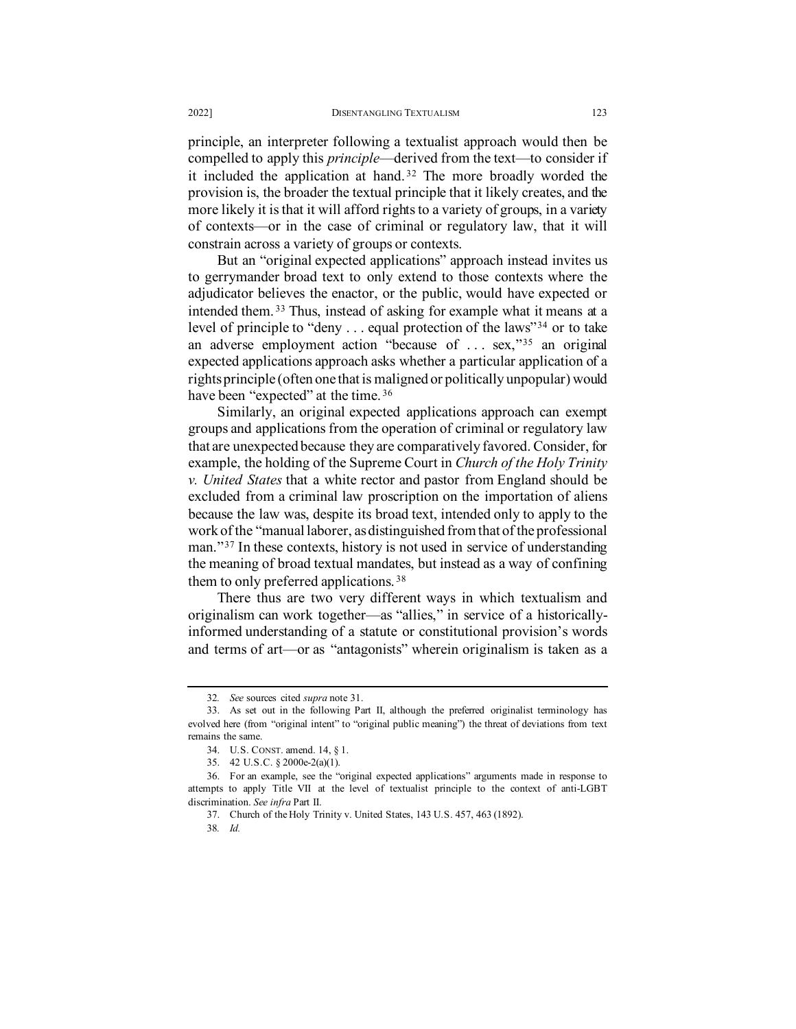principle, an interpreter following a textualist approach would then be compelled to apply this *principle*—derived from the text—to consider if it included the application at hand.[32] The more broadly worded the provision is, the broader the textual principle that it likely creates, and the more likely it is that it will afford rights to a variety of groups, in a variety of contexts—or in the case of criminal or regulatory law, that it will constrain across a variety of groups or contexts.

But an "original expected applications" approach instead invites us to gerrymander broad text to only extend to those contexts where the adjudicator believes the enactor, or the public, would have expected or intended them.[33] Thus, instead of asking for example what it means at a level of principle to "deny . . . equal protection of the laws"[34] or to take an adverse employment action "because of . . . sex,"[35] an original expected applications approach asks whether a particular application of a rights principle (often one that is maligned or politically unpopular) would have been "expected" at the time.[36]

Similarly, an original expected applications approach can exempt groups and applications from the operation of criminal or regulatory law that are unexpected because they are comparatively favored. Consider, for example, the holding of the Supreme Court in *Church of the Holy Trinity v. United States* that a white rector and pastor from England should be excluded from a criminal law proscription on the importation of aliens because the law was, despite its broad text, intended only to apply to the work of the "manual laborer, as distinguished from that of the professional man."[37] In these contexts, history is not used in service of understanding the meaning of broad textual mandates, but instead as a way of confining them to only preferred applications.[38]

There thus are two very different ways in which textualism and originalism can work together—as "allies," in service of a historically-informed understanding of a statute or constitutional provision's words and terms of art—or as "antagonists" wherein originalism is taken as a

---

32. *See* sources cited *supra* note 31.

33. As set out in the following Part II, although the preferred originalist terminology has evolved here (from "original intent" to "original public meaning") the threat of deviations from text remains the same.

34. U.S. CONST. amend. 14, § 1.

35. 42 U.S.C. § 2000e-2(a)(1).

36. For an example, see the "original expected applications" arguments made in response to attempts to apply Title VII at the level of textualist principle to the context of anti-LGBT discrimination. *See infra* Part II.

37. Church of the Holy Trinity v. United States, 143 U.S. 457, 463 (1892).

38. *Id.*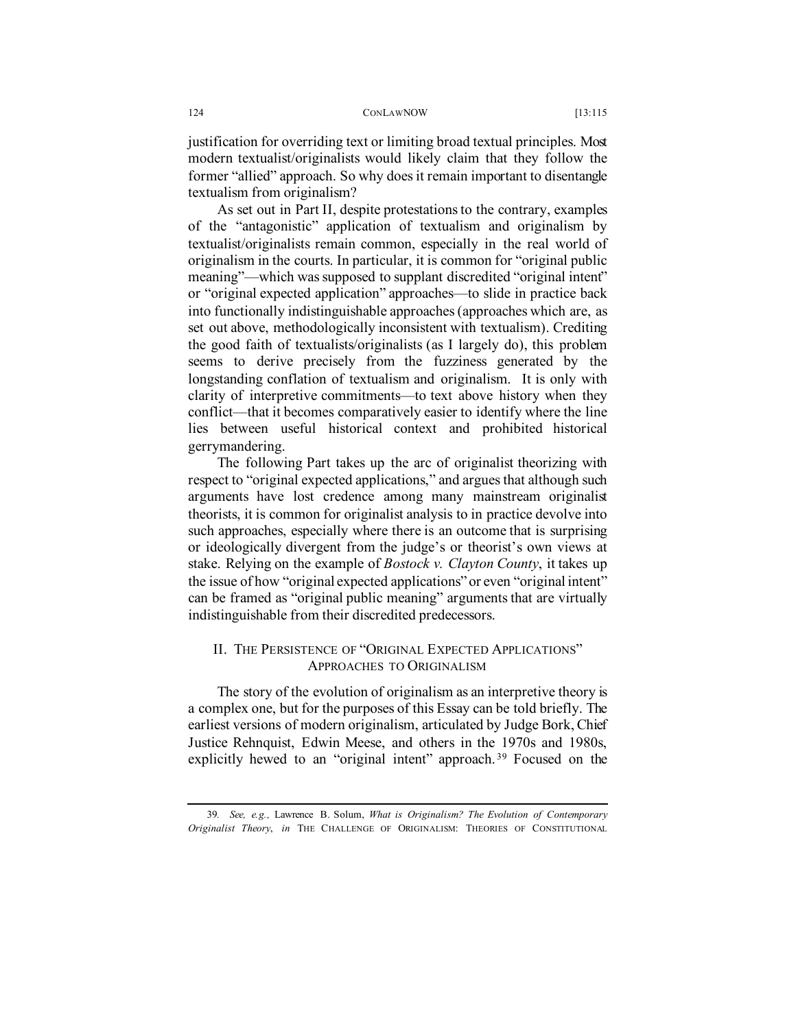justification for overriding text or limiting broad textual principles. Most modern textualist/originalists would likely claim that they follow the former "allied" approach. So why does it remain important to disentangle textualism from originalism?

As set out in Part II, despite protestations to the contrary, examples of the "antagonistic" application of textualism and originalism by textualist/originalists remain common, especially in the real world of originalism in the courts. In particular, it is common for "original public meaning"—which was supposed to supplant discredited "original intent" or "original expected application" approaches—to slide in practice back into functionally indistinguishable approaches (approaches which are, as set out above, methodologically inconsistent with textualism). Crediting the good faith of textualists/originalists (as I largely do), this problem seems to derive precisely from the fuzziness generated by the longstanding conflation of textualism and originalism. It is only with clarity of interpretive commitments—to text above history when they conflict—that it becomes comparatively easier to identify where the line lies between useful historical context and prohibited historical gerrymandering.

The following Part takes up the arc of originalist theorizing with respect to "original expected applications," and argues that although such arguments have lost credence among many mainstream originalist theorists, it is common for originalist analysis to in practice devolve into such approaches, especially where there is an outcome that is surprising or ideologically divergent from the judge's or theorist's own views at stake. Relying on the example of *Bostock v. Clayton County*, it takes up the issue of how "original expected applications" or even "original intent" can be framed as "original public meaning" arguments that are virtually indistinguishable from their discredited predecessors.

## II. The Persistence of "Original Expected Applications" Approaches to Originalism

The story of the evolution of originalism as an interpretive theory is a complex one, but for the purposes of this Essay can be told briefly. The earliest versions of modern originalism, articulated by Judge Bork, Chief Justice Rehnquist, Edwin Meese, and others in the 1970s and 1980s, explicitly hewed to an "original intent" approach.[39] Focused on the

---

39. *See, e.g.,* Lawrence B. Solum, *What is Originalism? The Evolution of Contemporary Originalist Theory*, *in* THE CHALLENGE OF ORIGINALISM: THEORIES OF CONSTITUTIONAL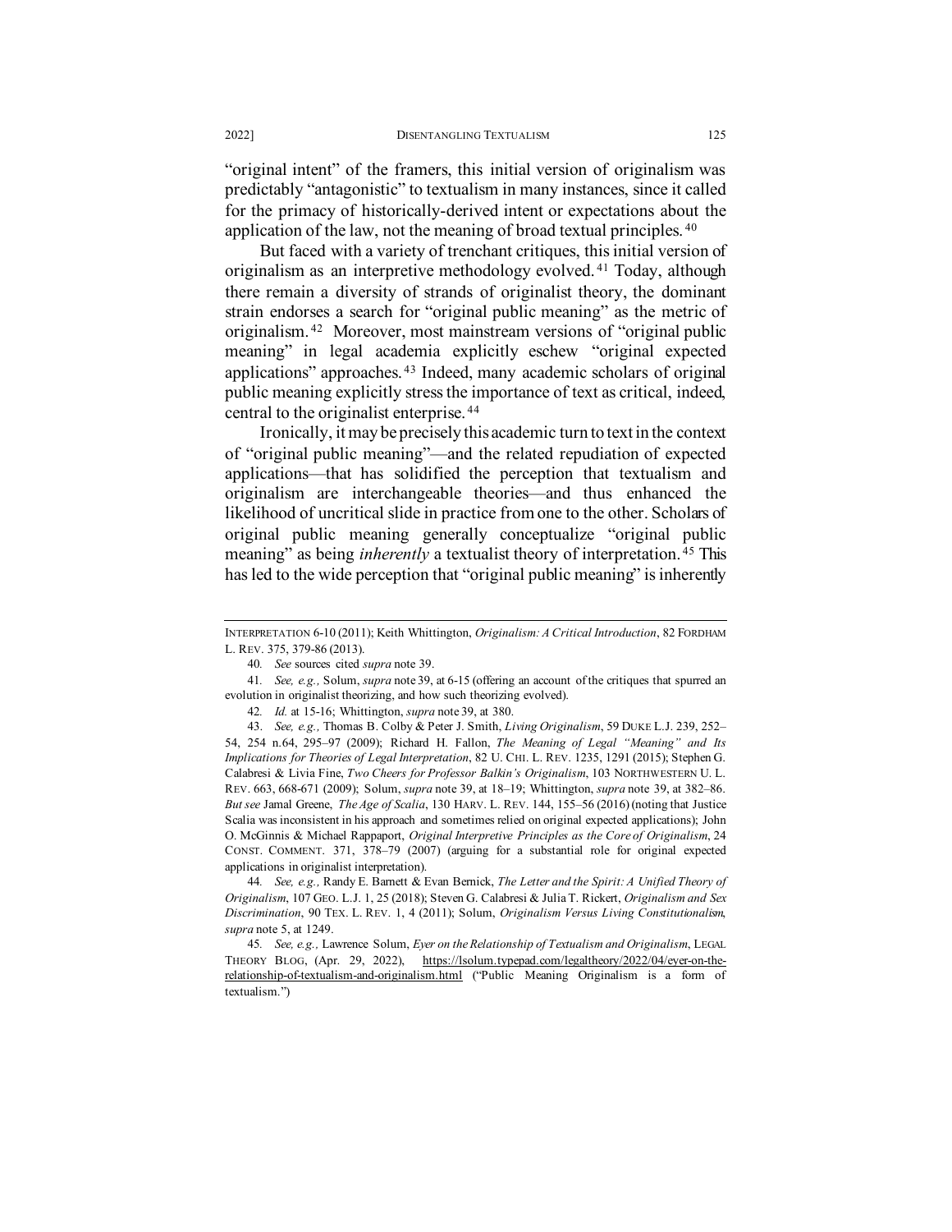"original intent" of the framers, this initial version of originalism was predictably "antagonistic" to textualism in many instances, since it called for the primacy of historically-derived intent or expectations about the application of the law, not the meaning of broad textual principles.[40]

But faced with a variety of trenchant critiques, this initial version of originalism as an interpretive methodology evolved.[41] Today, although there remain a diversity of strands of originalist theory, the dominant strain endorses a search for "original public meaning" as the metric of originalism.[42] Moreover, most mainstream versions of "original public meaning" in legal academia explicitly eschew "original expected applications" approaches.[43] Indeed, many academic scholars of original public meaning explicitly stress the importance of text as critical, indeed, central to the originalist enterprise.[44]

Ironically, it may be precisely this academic turn to text in the context of "original public meaning"—and the related repudiation of expected applications—that has solidified the perception that textualism and originalism are interchangeable theories—and thus enhanced the likelihood of uncritical slide in practice from one to the other. Scholars of original public meaning generally conceptualize "original public meaning" as being *inherently* a textualist theory of interpretation.[45] This has led to the wide perception that "original public meaning" is inherently

---

INTERPRETATION 6-10 (2011); Keith Whittington, *Originalism: A Critical Introduction*, 82 FORDHAM L. REV. 375, 379-86 (2013).

40. *See* sources cited *supra* note 39.

41. *See, e.g.,* Solum, *supra* note 39, at 6-15 (offering an account of the critiques that spurred an evolution in originalist theorizing, and how such theorizing evolved).

42. *Id.* at 15-16; Whittington, *supra* note 39, at 380.

43. *See, e.g.,* Thomas B. Colby & Peter J. Smith, *Living Originalism*, 59 DUKE L.J. 239, 252–54, 254 n.64, 295–97 (2009); Richard H. Fallon, *The Meaning of Legal "Meaning" and Its Implications for Theories of Legal Interpretation*, 82 U. CHI. L. REV. 1235, 1291 (2015); Stephen G. Calabresi & Livia Fine, *Two Cheers for Professor Balkin's Originalism*, 103 NORTHWESTERN U. L. REV. 663, 668-671 (2009); Solum, *supra* note 39, at 18–19; Whittington, *supra* note 39, at 382–86. *But see* Jamal Greene, *The Age of Scalia*, 130 HARV. L. REV. 144, 155–56 (2016) (noting that Justice Scalia was inconsistent in his approach and sometimes relied on original expected applications); John O. McGinnis & Michael Rappaport, *Original Interpretive Principles as the Core of Originalism*, 24 CONST. COMMENT. 371, 378–79 (2007) (arguing for a substantial role for original expected applications in originalist interpretation).

44. *See, e.g.,* Randy E. Barnett & Evan Bernick, *The Letter and the Spirit: A Unified Theory of Originalism*, 107 GEO. L.J. 1, 25 (2018); Steven G. Calabresi & Julia T. Rickert, *Originalism and Sex Discrimination*, 90 TEX. L. REV. 1, 4 (2011); Solum, *Originalism Versus Living Constitutionalism*, *supra* note 5, at 1249.

45. *See, e.g.,* Lawrence Solum, *Eyer on the Relationship of Textualism and Originalism*, LEGAL THEORY BLOG, (Apr. 29, 2022), https://lsolum.typepad.com/legaltheory/2022/04/eyer-on-the-relationship-of-textualism-and-originalism.html ("Public Meaning Originalism is a form of textualism.")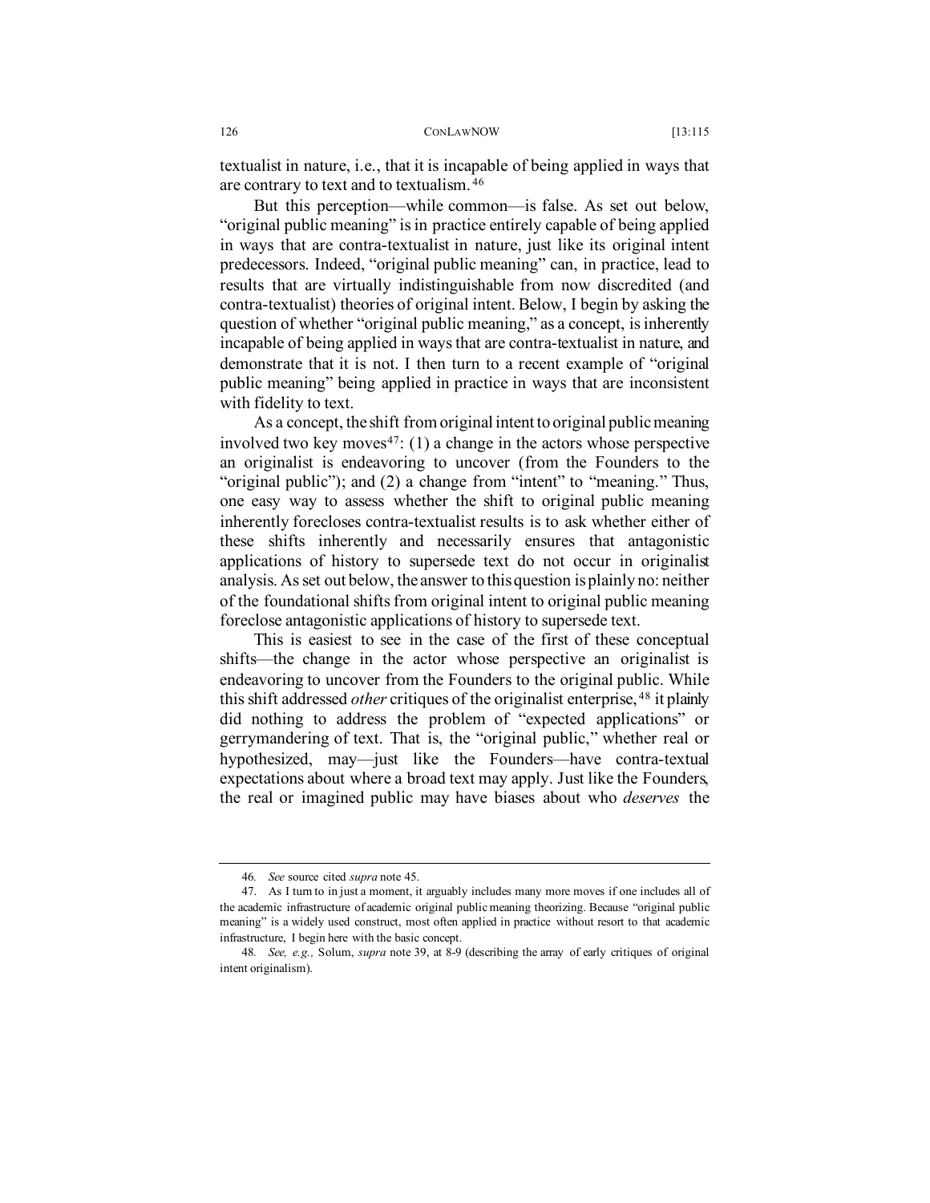textualist in nature, i.e., that it is incapable of being applied in ways that are contrary to text and to textualism.[46]

But this perception—while common—is false. As set out below, "original public meaning" is in practice entirely capable of being applied in ways that are contra-textualist in nature, just like its original intent predecessors. Indeed, "original public meaning" can, in practice, lead to results that are virtually indistinguishable from now discredited (and contra-textualist) theories of original intent. Below, I begin by asking the question of whether "original public meaning," as a concept, is inherently incapable of being applied in ways that are contra-textualist in nature, and demonstrate that it is not. I then turn to a recent example of "original public meaning" being applied in practice in ways that are inconsistent with fidelity to text.

As a concept, the shift from original intent to original public meaning involved two key moves[47]: (1) a change in the actors whose perspective an originalist is endeavoring to uncover (from the Founders to the "original public"); and (2) a change from "intent" to "meaning." Thus, one easy way to assess whether the shift to original public meaning inherently forecloses contra-textualist results is to ask whether either of these shifts inherently and necessarily ensures that antagonistic applications of history to supersede text do not occur in originalist analysis. As set out below, the answer to this question is plainly no: neither of the foundational shifts from original intent to original public meaning foreclose antagonistic applications of history to supersede text.

This is easiest to see in the case of the first of these conceptual shifts—the change in the actor whose perspective an originalist is endeavoring to uncover from the Founders to the original public. While this shift addressed *other* critiques of the originalist enterprise,[48] it plainly did nothing to address the problem of "expected applications" or gerrymandering of text. That is, the "original public," whether real or hypothesized, may—just like the Founders—have contra-textual expectations about where a broad text may apply. Just like the Founders, the real or imagined public may have biases about who *deserves* the

---

46. *See* source cited *supra* note 45.

47. As I turn to in just a moment, it arguably includes many more moves if one includes all of the academic infrastructure of academic original public meaning theorizing. Because "original public meaning" is a widely used construct, most often applied in practice without resort to that academic infrastructure, I begin here with the basic concept.

48. *See, e.g.,* Solum, *supra* note 39, at 8-9 (describing the array of early critiques of original intent originalism).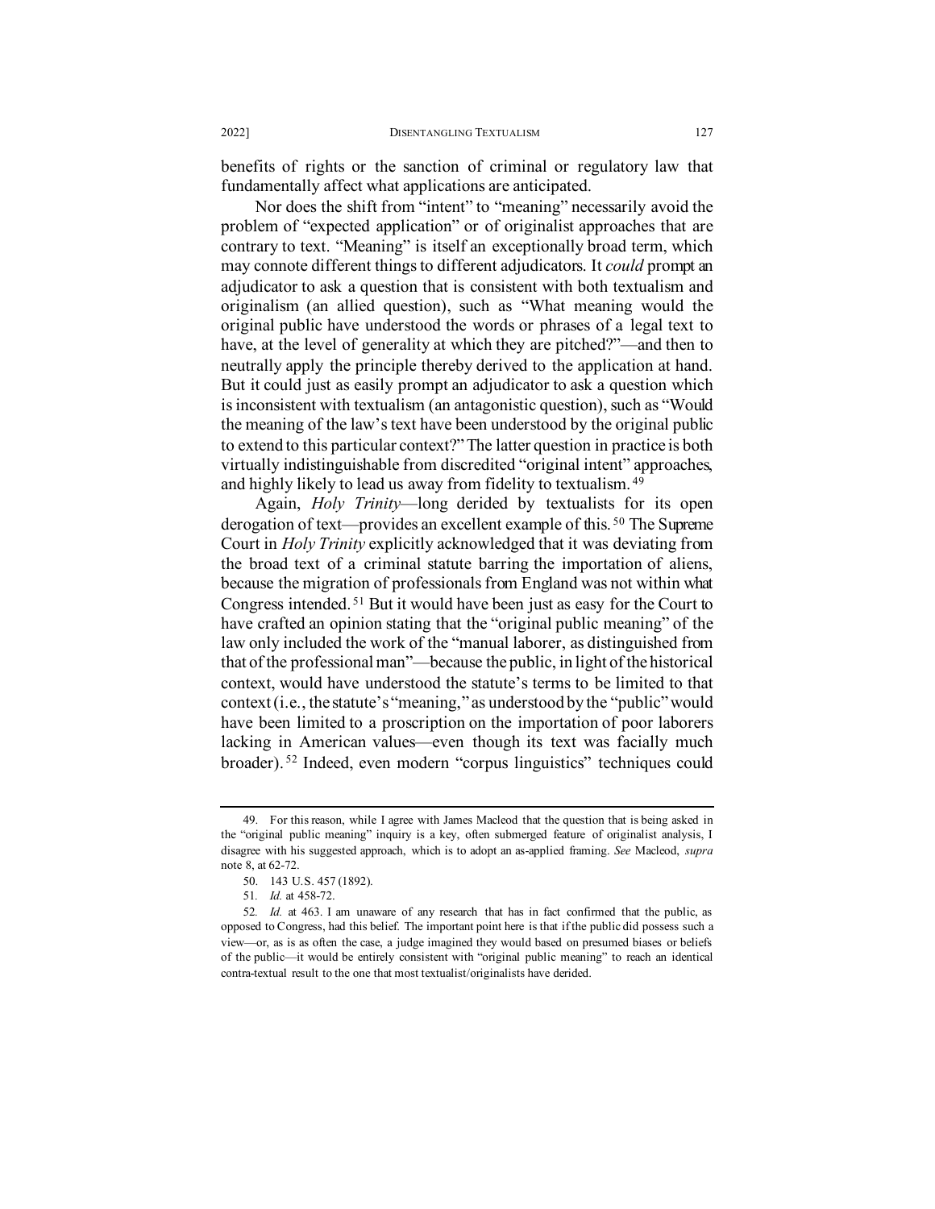benefits of rights or the sanction of criminal or regulatory law that fundamentally affect what applications are anticipated.

Nor does the shift from "intent" to "meaning" necessarily avoid the problem of "expected application" or of originalist approaches that are contrary to text. "Meaning" is itself an exceptionally broad term, which may connote different things to different adjudicators. It *could* prompt an adjudicator to ask a question that is consistent with both textualism and originalism (an allied question), such as "What meaning would the original public have understood the words or phrases of a legal text to have, at the level of generality at which they are pitched?"—and then to neutrally apply the principle thereby derived to the application at hand. But it could just as easily prompt an adjudicator to ask a question which is inconsistent with textualism (an antagonistic question), such as "Would the meaning of the law's text have been understood by the original public to extend to this particular context?" The latter question in practice is both virtually indistinguishable from discredited "original intent" approaches, and highly likely to lead us away from fidelity to textualism.[49]

Again, *Holy Trinity*—long derided by textualists for its open derogation of text—provides an excellent example of this.[50] The Supreme Court in *Holy Trinity* explicitly acknowledged that it was deviating from the broad text of a criminal statute barring the importation of aliens, because the migration of professionals from England was not within what Congress intended.[51] But it would have been just as easy for the Court to have crafted an opinion stating that the "original public meaning" of the law only included the work of the "manual laborer, as distinguished from that of the professional man"—because the public, in light of the historical context, would have understood the statute's terms to be limited to that context (i.e., the statute's "meaning," as understood by the "public" would have been limited to a proscription on the importation of poor laborers lacking in American values—even though its text was facially much broader).[52] Indeed, even modern "corpus linguistics" techniques could

---

49. For this reason, while I agree with James Macleod that the question that is being asked in the "original public meaning" inquiry is a key, often submerged feature of originalist analysis, I disagree with his suggested approach, which is to adopt an as-applied framing. *See* Macleod, *supra* note 8, at 62-72.

50. 143 U.S. 457 (1892).

51. *Id.* at 458-72.

52. *Id.* at 463. I am unaware of any research that has in fact confirmed that the public, as opposed to Congress, had this belief. The important point here is that if the public did possess such a view—or, as is as often the case, a judge imagined they would based on presumed biases or beliefs of the public—it would be entirely consistent with "original public meaning" to reach an identical contra-textual result to the one that most textualist/originalists have derided.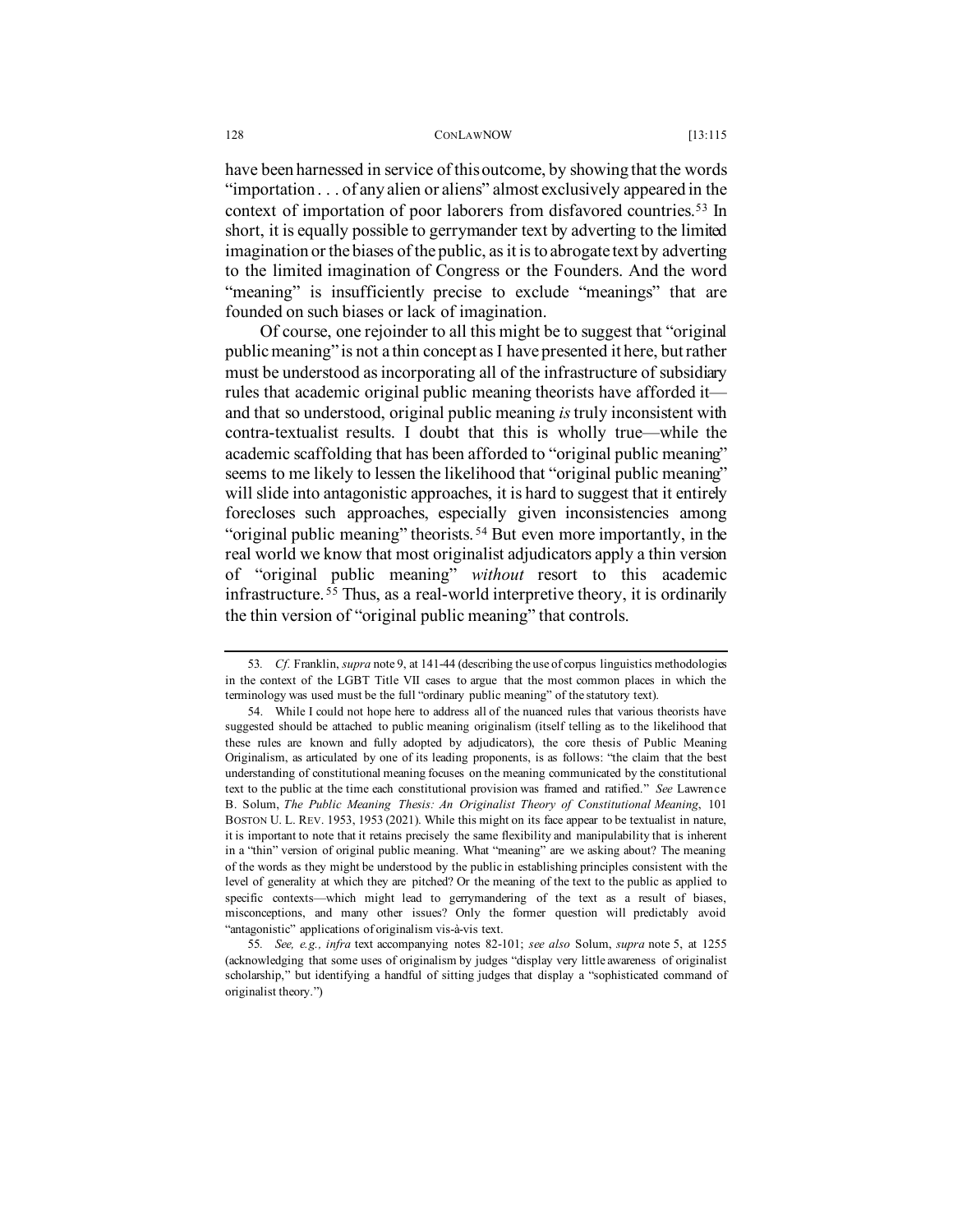have been harnessed in service of this outcome, by showing that the words "importation . . . of any alien or aliens" almost exclusively appeared in the context of importation of poor laborers from disfavored countries.[53] In short, it is equally possible to gerrymander text by adverting to the limited imagination or the biases of the public, as it is to abrogate text by adverting to the limited imagination of Congress or the Founders. And the word "meaning" is insufficiently precise to exclude "meanings" that are founded on such biases or lack of imagination.

Of course, one rejoinder to all this might be to suggest that "original public meaning" is not a thin concept as I have presented it here, but rather must be understood as incorporating all of the infrastructure of subsidiary rules that academic original public meaning theorists have afforded it—and that so understood, original public meaning *is* truly inconsistent with contra-textualist results. I doubt that this is wholly true—while the academic scaffolding that has been afforded to "original public meaning" seems to me likely to lessen the likelihood that "original public meaning" will slide into antagonistic approaches, it is hard to suggest that it entirely forecloses such approaches, especially given inconsistencies among "original public meaning" theorists.[54] But even more importantly, in the real world we know that most originalist adjudicators apply a thin version of "original public meaning" *without* resort to this academic infrastructure.[55] Thus, as a real-world interpretive theory, it is ordinarily the thin version of "original public meaning" that controls.

---

53. *Cf.* Franklin, *supra* note 9, at 141-44 (describing the use of corpus linguistics methodologies in the context of the LGBT Title VII cases to argue that the most common places in which the terminology was used must be the full "ordinary public meaning" of the statutory text).

54. While I could not hope here to address all of the nuanced rules that various theorists have suggested should be attached to public meaning originalism (itself telling as to the likelihood that these rules are known and fully adopted by adjudicators), the core thesis of Public Meaning Originalism, as articulated by one of its leading proponents, is as follows: "the claim that the best understanding of constitutional meaning focuses on the meaning communicated by the constitutional text to the public at the time each constitutional provision was framed and ratified." *See* Lawrence B. Solum, *The Public Meaning Thesis: An Originalist Theory of Constitutional Meaning*, 101 BOSTON U. L. REV. 1953, 1953 (2021). While this might on its face appear to be textualist in nature, it is important to note that it retains precisely the same flexibility and manipulability that is inherent in a "thin" version of original public meaning. What "meaning" are we asking about? The meaning of the words as they might be understood by the public in establishing principles consistent with the level of generality at which they are pitched? Or the meaning of the text to the public as applied to specific contexts—which might lead to gerrymandering of the text as a result of biases, misconceptions, and many other issues? Only the former question will predictably avoid "antagonistic" applications of originalism vis-à-vis text.

55. *See, e.g.*, *infra* text accompanying notes 82-101; *see also* Solum, *supra* note 5, at 1255 (acknowledging that some uses of originalism by judges "display very little awareness of originalist scholarship," but identifying a handful of sitting judges that display a "sophisticated command of originalist theory.")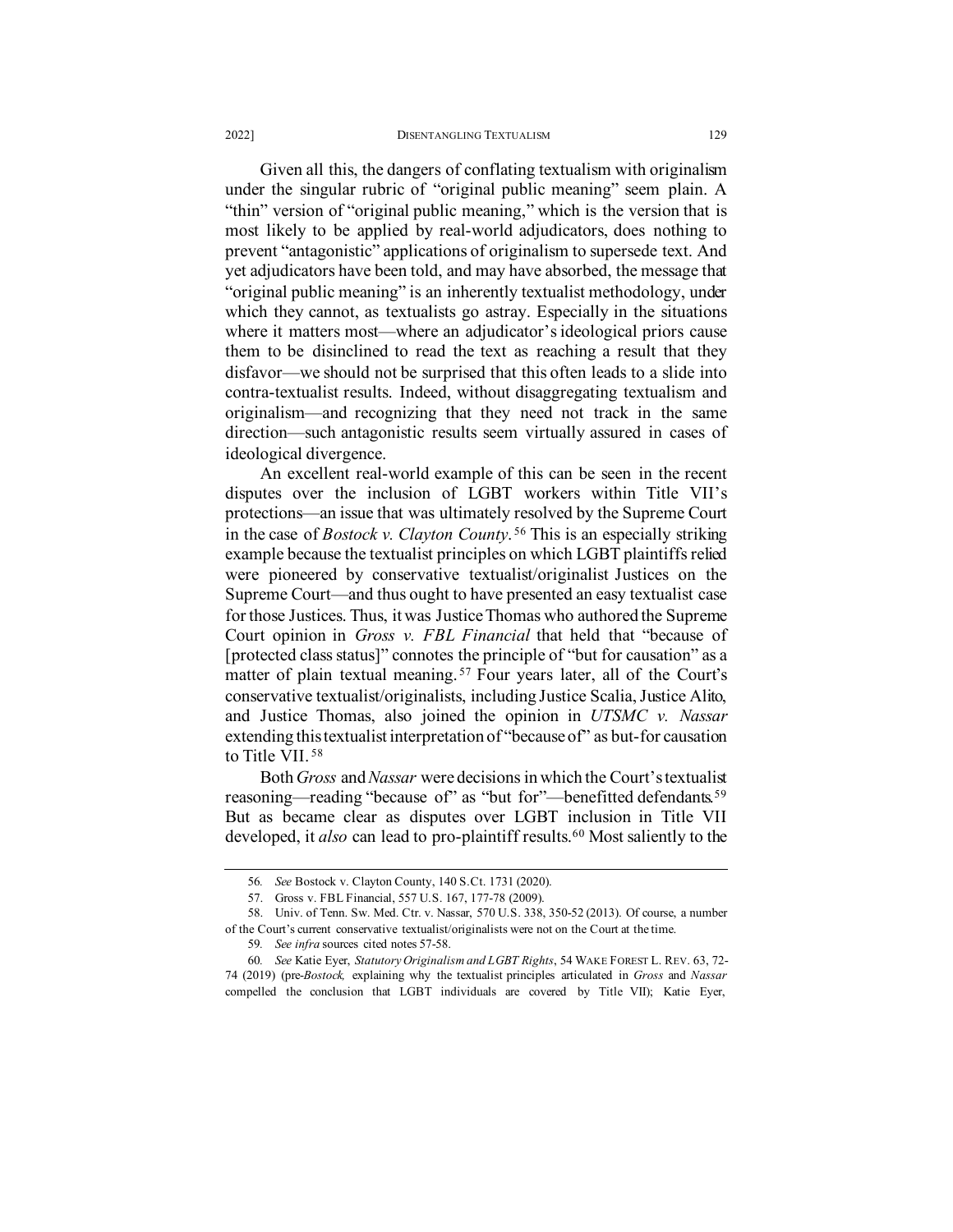Given all this, the dangers of conflating textualism with originalism under the singular rubric of "original public meaning" seem plain. A "thin" version of "original public meaning," which is the version that is most likely to be applied by real-world adjudicators, does nothing to prevent "antagonistic" applications of originalism to supersede text. And yet adjudicators have been told, and may have absorbed, the message that "original public meaning" is an inherently textualist methodology, under which they cannot, as textualists go astray. Especially in the situations where it matters most—where an adjudicator's ideological priors cause them to be disinclined to read the text as reaching a result that they disfavor—we should not be surprised that this often leads to a slide into contra-textualist results. Indeed, without disaggregating textualism and originalism—and recognizing that they need not track in the same direction—such antagonistic results seem virtually assured in cases of ideological divergence.

An excellent real-world example of this can be seen in the recent disputes over the inclusion of LGBT workers within Title VII's protections—an issue that was ultimately resolved by the Supreme Court in the case of *Bostock v. Clayton County*.[56] This is an especially striking example because the textualist principles on which LGBT plaintiffs relied were pioneered by conservative textualist/originalist Justices on the Supreme Court—and thus ought to have presented an easy textualist case for those Justices. Thus, it was Justice Thomas who authored the Supreme Court opinion in *Gross v. FBL Financial* that held that "because of [protected class status]" connotes the principle of "but for causation" as a matter of plain textual meaning.[57] Four years later, all of the Court's conservative textualist/originalists, including Justice Scalia, Justice Alito, and Justice Thomas, also joined the opinion in *UTSMC v. Nassar* extending this textualist interpretation of "because of" as but-for causation to Title VII.[58]

Both *Gross* and *Nassar* were decisions in which the Court's textualist reasoning—reading "because of" as "but for"—benefitted defendants.[59] But as became clear as disputes over LGBT inclusion in Title VII developed, it *also* can lead to pro-plaintiff results.[60] Most saliently to the

---

56. *See* Bostock v. Clayton County, 140 S.Ct. 1731 (2020).

57. Gross v. FBL Financial, 557 U.S. 167, 177-78 (2009).

58. Univ. of Tenn. Sw. Med. Ctr. v. Nassar, 570 U.S. 338, 350-52 (2013). Of course, a number of the Court's current conservative textualist/originalists were not on the Court at the time.

59. *See infra* sources cited notes 57-58.

60. *See* Katie Eyer, *Statutory Originalism and LGBT Rights*, 54 WAKE FOREST L. REV. 63, 72-74 (2019) (pre-*Bostock*, explaining why the textualist principles articulated in *Gross* and *Nassar* compelled the conclusion that LGBT individuals are covered by Title VII); Katie Eyer,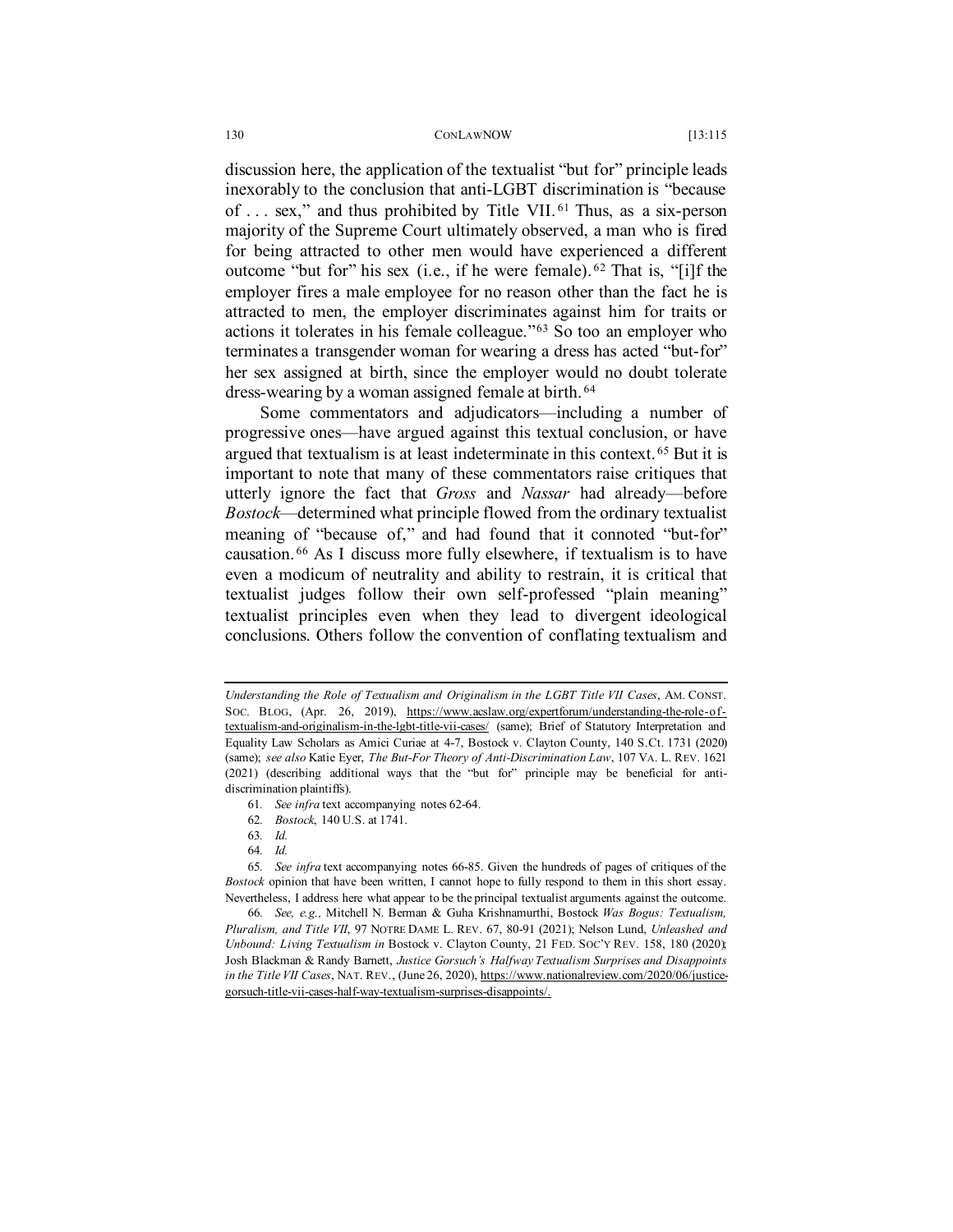discussion here, the application of the textualist "but for" principle leads inexorably to the conclusion that anti-LGBT discrimination is "because of . . . sex," and thus prohibited by Title VII.[61] Thus, as a six-person majority of the Supreme Court ultimately observed, a man who is fired for being attracted to other men would have experienced a different outcome "but for" his sex (i.e., if he were female).[62] That is, "[i]f the employer fires a male employee for no reason other than the fact he is attracted to men, the employer discriminates against him for traits or actions it tolerates in his female colleague."[63] So too an employer who terminates a transgender woman for wearing a dress has acted "but-for" her sex assigned at birth, since the employer would no doubt tolerate dress-wearing by a woman assigned female at birth.[64]

Some commentators and adjudicators—including a number of progressive ones—have argued against this textual conclusion, or have argued that textualism is at least indeterminate in this context.[65] But it is important to note that many of these commentators raise critiques that utterly ignore the fact that *Gross* and *Nassar* had already—before *Bostock*—determined what principle flowed from the ordinary textualist meaning of "because of," and had found that it connoted "but-for" causation.[66] As I discuss more fully elsewhere, if textualism is to have even a modicum of neutrality and ability to restrain, it is critical that textualist judges follow their own self-professed "plain meaning" textualist principles even when they lead to divergent ideological conclusions. Others follow the convention of conflating textualism and

---

*Understanding the Role of Textualism and Originalism in the LGBT Title VII Cases*, AM. CONST. SOC. BLOG, (Apr. 26, 2019), https://www.acslaw.org/expertforum/understanding-the-role-of-textualism-and-originalism-in-the-lgbt-title-vii-cases/ (same); Brief of Statutory Interpretation and Equality Law Scholars as Amici Curiae at 4-7, Bostock v. Clayton County, 140 S.Ct. 1731 (2020) (same); *see also* Katie Eyer, *The But-For Theory of Anti-Discrimination Law*, 107 VA. L. REV. 1621 (2021) (describing additional ways that the "but for" principle may be beneficial for anti-discrimination plaintiffs).

61. *See infra* text accompanying notes 62-64.

62. *Bostock*, 140 U.S. at 1741.

63. *Id.*

64. *Id.*

65. *See infra* text accompanying notes 66-85. Given the hundreds of pages of critiques of the *Bostock* opinion that have been written, I cannot hope to fully respond to them in this short essay. Nevertheless, I address here what appear to be the principal textualist arguments against the outcome.

66. *See, e.g.*, Mitchell N. Berman & Guha Krishnamurthi, Bostock *Was Bogus: Textualism, Pluralism, and Title VII*, 97 NOTRE DAME L. REV. 67, 80-91 (2021); Nelson Lund, *Unleashed and Unbound: Living Textualism in* Bostock v. Clayton County, 21 FED. SOC'Y REV. 158, 180 (2020); Josh Blackman & Randy Barnett, *Justice Gorsuch's Halfway Textualism Surprises and Disappoints in the Title VII Cases*, NAT. REV., (June 26, 2020), https://www.nationalreview.com/2020/06/justice-gorsuch-title-vii-cases-half-way-textualism-surprises-disappoints/.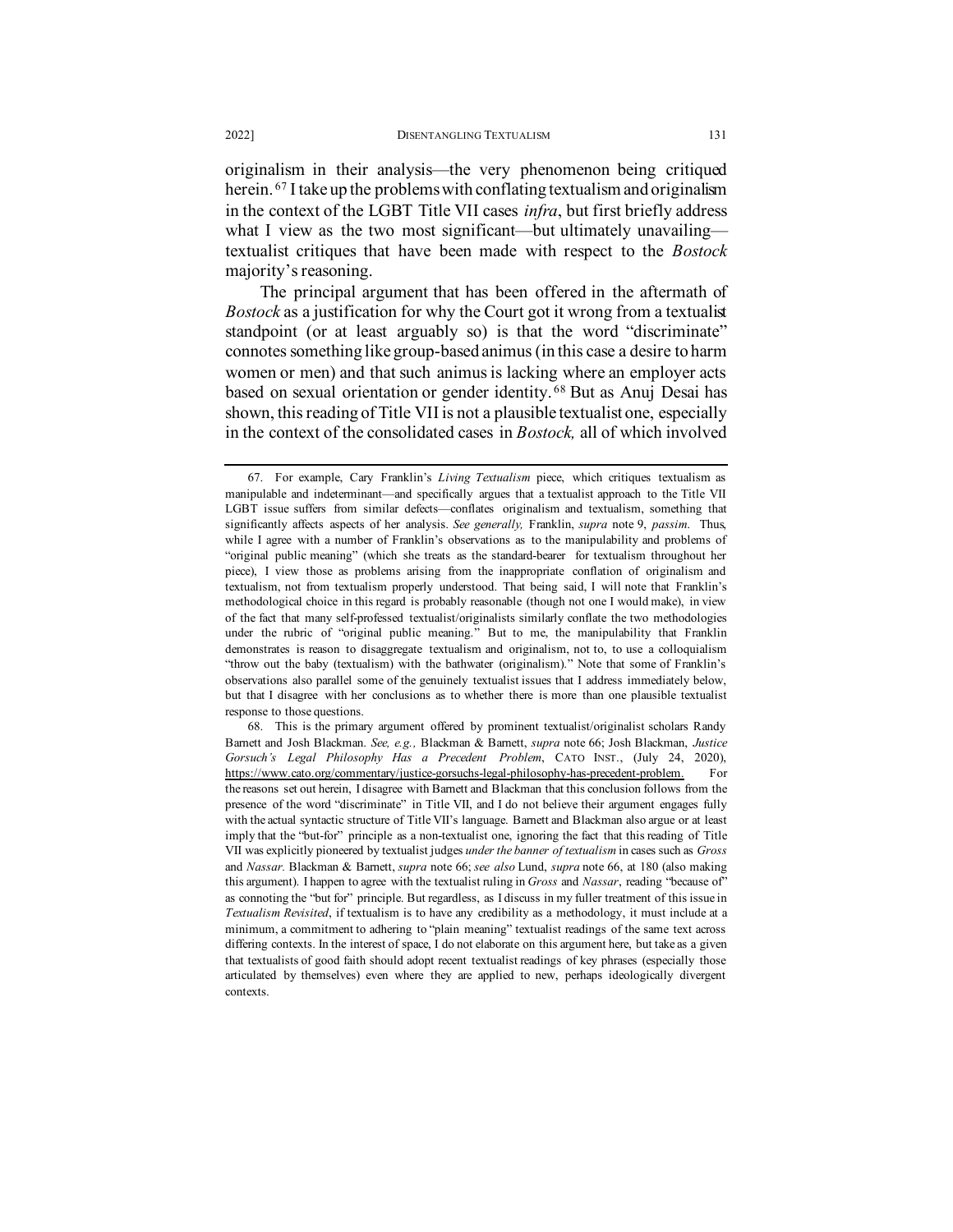originalism in their analysis—the very phenomenon being critiqued herein.[67] I take up the problems with conflating textualism and originalism in the context of the LGBT Title VII cases *infra*, but first briefly address what I view as the two most significant—but ultimately unavailing—textualist critiques that have been made with respect to the *Bostock* majority's reasoning.

The principal argument that has been offered in the aftermath of *Bostock* as a justification for why the Court got it wrong from a textualist standpoint (or at least arguably so) is that the word "discriminate" connotes something like group-based animus (in this case a desire to harm women or men) and that such animus is lacking where an employer acts based on sexual orientation or gender identity.[68] But as Anuj Desai has shown, this reading of Title VII is not a plausible textualist one, especially in the context of the consolidated cases in *Bostock,* all of which involved

---

67. For example, Cary Franklin's *Living Textualism* piece, which critiques textualism as manipulable and indeterminant—and specifically argues that a textualist approach to the Title VII LGBT issue suffers from similar defects—conflates originalism and textualism, something that significantly affects aspects of her analysis. *See generally,* Franklin, *supra* note 9, *passim.* Thus, while I agree with a number of Franklin's observations as to the manipulability and problems of "original public meaning" (which she treats as the standard-bearer for textualism throughout her piece), I view those as problems arising from the inappropriate conflation of originalism and textualism, not from textualism properly understood. That being said, I will note that Franklin's methodological choice in this regard is probably reasonable (though not one I would make), in view of the fact that many self-professed textualist/originalists similarly conflate the two methodologies under the rubric of "original public meaning." But to me, the manipulability that Franklin demonstrates is reason to disaggregate textualism and originalism, not to, to use a colloquialism "throw out the baby (textualism) with the bathwater (originalism)." Note that some of Franklin's observations also parallel some of the genuinely textualist issues that I address immediately below, but that I disagree with her conclusions as to whether there is more than one plausible textualist response to those questions.

68. This is the primary argument offered by prominent textualist/originalist scholars Randy Barnett and Josh Blackman. *See, e.g.,* Blackman & Barnett, *supra* note 66; Josh Blackman, *Justice Gorsuch's Legal Philosophy Has a Precedent Problem*, CATO INST., (July 24, 2020), https://www.cato.org/commentary/justice-gorsuchs-legal-philosophy-has-precedent-problem. For the reasons set out herein, I disagree with Barnett and Blackman that this conclusion follows from the presence of the word "discriminate" in Title VII, and I do not believe their argument engages fully with the actual syntactic structure of Title VII's language. Barnett and Blackman also argue or at least imply that the "but-for" principle as a non-textualist one, ignoring the fact that this reading of Title VII was explicitly pioneered by textualist judges *under the banner of textualism* in cases such as *Gross* and *Nassar.* Blackman & Barnett, *supra* note 66; *see also* Lund, *supra* note 66, at 180 (also making this argument). I happen to agree with the textualist ruling in *Gross* and *Nassar*, reading "because of" as connoting the "but for" principle. But regardless, as I discuss in my fuller treatment of this issue in *Textualism Revisited*, if textualism is to have any credibility as a methodology, it must include at a minimum, a commitment to adhering to "plain meaning" textualist readings of the same text across differing contexts. In the interest of space, I do not elaborate on this argument here, but take as a given that textualists of good faith should adopt recent textualist readings of key phrases (especially those articulated by themselves) even where they are applied to new, perhaps ideologically divergent contexts.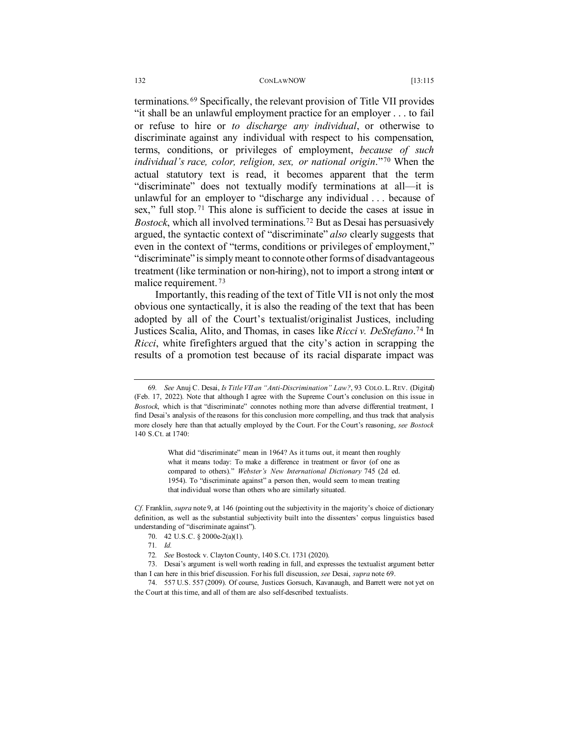terminations.[69] Specifically, the relevant provision of Title VII provides "it shall be an unlawful employment practice for an employer . . . to fail or refuse to hire or *to discharge any individual*, or otherwise to discriminate against any individual with respect to his compensation, terms, conditions, or privileges of employment, *because of such individual's race, color, religion, sex, or national origin*."[70] When the actual statutory text is read, it becomes apparent that the term "discriminate" does not textually modify terminations at all—it is unlawful for an employer to "discharge any individual . . . because of sex," full stop.[71] This alone is sufficient to decide the cases at issue in *Bostock*, which all involved terminations.[72] But as Desai has persuasively argued, the syntactic context of "discriminate" *also* clearly suggests that even in the context of "terms, conditions or privileges of employment," "discriminate" is simply meant to connote other forms of disadvantageous treatment (like termination or non-hiring), not to import a strong intent or malice requirement.[73]

Importantly, this reading of the text of Title VII is not only the most obvious one syntactically, it is also the reading of the text that has been adopted by all of the Court's textualist/originalist Justices, including Justices Scalia, Alito, and Thomas, in cases like *Ricci v. DeStefano*.[74] In *Ricci*, white firefighters argued that the city's action in scrapping the results of a promotion test because of its racial disparate impact was

---

69. *See* Anuj C. Desai, *Is Title VII an "Anti-Discrimination" Law?*, 93 COLO. L. REV. (Digital) (Feb. 17, 2022). Note that although I agree with the Supreme Court's conclusion on this issue in *Bostock*, which is that "discriminate" connotes nothing more than adverse differential treatment, I find Desai's analysis of the reasons for this conclusion more compelling, and thus track that analysis more closely here than that actually employed by the Court. For the Court's reasoning, *see Bostock* 140 S.Ct. at 1740:

> What did "discriminate" mean in 1964? As it turns out, it meant then roughly what it means today: To make a difference in treatment or favor (of one as compared to others)." *Webster's New International Dictionary* 745 (2d ed. 1954). To "discriminate against" a person then, would seem to mean treating that individual worse than others who are similarly situated.

*Cf.* Franklin, *supra* note 9, at 146 (pointing out the subjectivity in the majority's choice of dictionary definition, as well as the substantial subjectivity built into the dissenters' corpus linguistics based understanding of "discriminate against").

70. 42 U.S.C. § 2000e-2(a)(1).

71. *Id.*

72. *See* Bostock v. Clayton County, 140 S.Ct. 1731 (2020).

73. Desai's argument is well worth reading in full, and expresses the textualist argument better than I can here in this brief discussion. For his full discussion, *see* Desai, *supra* note 69.

74. 557 U.S. 557 (2009). Of course, Justices Gorsuch, Kavanaugh, and Barrett were not yet on the Court at this time, and all of them are also self-described textualists.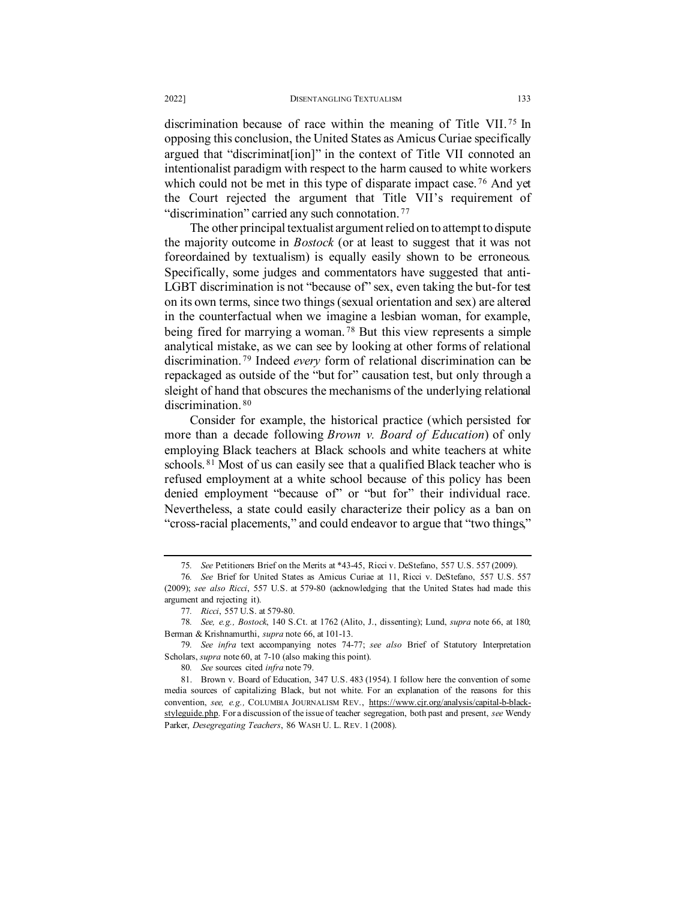discrimination because of race within the meaning of Title VII.[75] In opposing this conclusion, the United States as Amicus Curiae specifically argued that "discriminat[ion]" in the context of Title VII connoted an intentionalist paradigm with respect to the harm caused to white workers which could not be met in this type of disparate impact case.[76] And yet the Court rejected the argument that Title VII's requirement of "discrimination" carried any such connotation.[77]

The other principal textualist argument relied on to attempt to dispute the majority outcome in *Bostock* (or at least to suggest that it was not foreordained by textualism) is equally easily shown to be erroneous. Specifically, some judges and commentators have suggested that anti-LGBT discrimination is not "because of" sex, even taking the but-for test on its own terms, since two things (sexual orientation and sex) are altered in the counterfactual when we imagine a lesbian woman, for example, being fired for marrying a woman.[78] But this view represents a simple analytical mistake, as we can see by looking at other forms of relational discrimination.[79] Indeed *every* form of relational discrimination can be repackaged as outside of the "but for" causation test, but only through a sleight of hand that obscures the mechanisms of the underlying relational discrimination.[80]

Consider for example, the historical practice (which persisted for more than a decade following *Brown v. Board of Education*) of only employing Black teachers at Black schools and white teachers at white schools.[81] Most of us can easily see that a qualified Black teacher who is refused employment at a white school because of this policy has been denied employment "because of" or "but for" their individual race. Nevertheless, a state could easily characterize their policy as a ban on "cross-racial placements," and could endeavor to argue that "two things,"

---

75. *See* Petitioners Brief on the Merits at *43-45, Ricci v. DeStefano, 557 U.S. 557 (2009).

76. *See* Brief for United States as Amicus Curiae at 11, Ricci v. DeStefano, 557 U.S. 557 (2009); *see also Ricci*, 557 U.S. at 579-80 (acknowledging that the United States had made this argument and rejecting it).

77. *Ricci*, 557 U.S. at 579-80.

78. *See, e.g., Bostock*, 140 S.Ct. at 1762 (Alito, J., dissenting); Lund, *supra* note 66, at 180; Berman & Krishnamurthi, *supra* note 66, at 101-13.

79. *See infra* text accompanying notes 74-77; *see also* Brief of Statutory Interpretation Scholars, *supra* note 60, at 7-10 (also making this point).

80. *See* sources cited *infra* note 79.

81. Brown v. Board of Education, 347 U.S. 483 (1954). I follow here the convention of some media sources of capitalizing Black, but not white. For an explanation of the reasons for this convention, *see, e.g.,* COLUMBIA JOURNALISM REV., https://www.cjr.org/analysis/capital-b-black-styleguide.php. For a discussion of the issue of teacher segregation, both past and present, *see* Wendy Parker, *Desegregating Teachers*, 86 WASH U. L. REV. 1 (2008).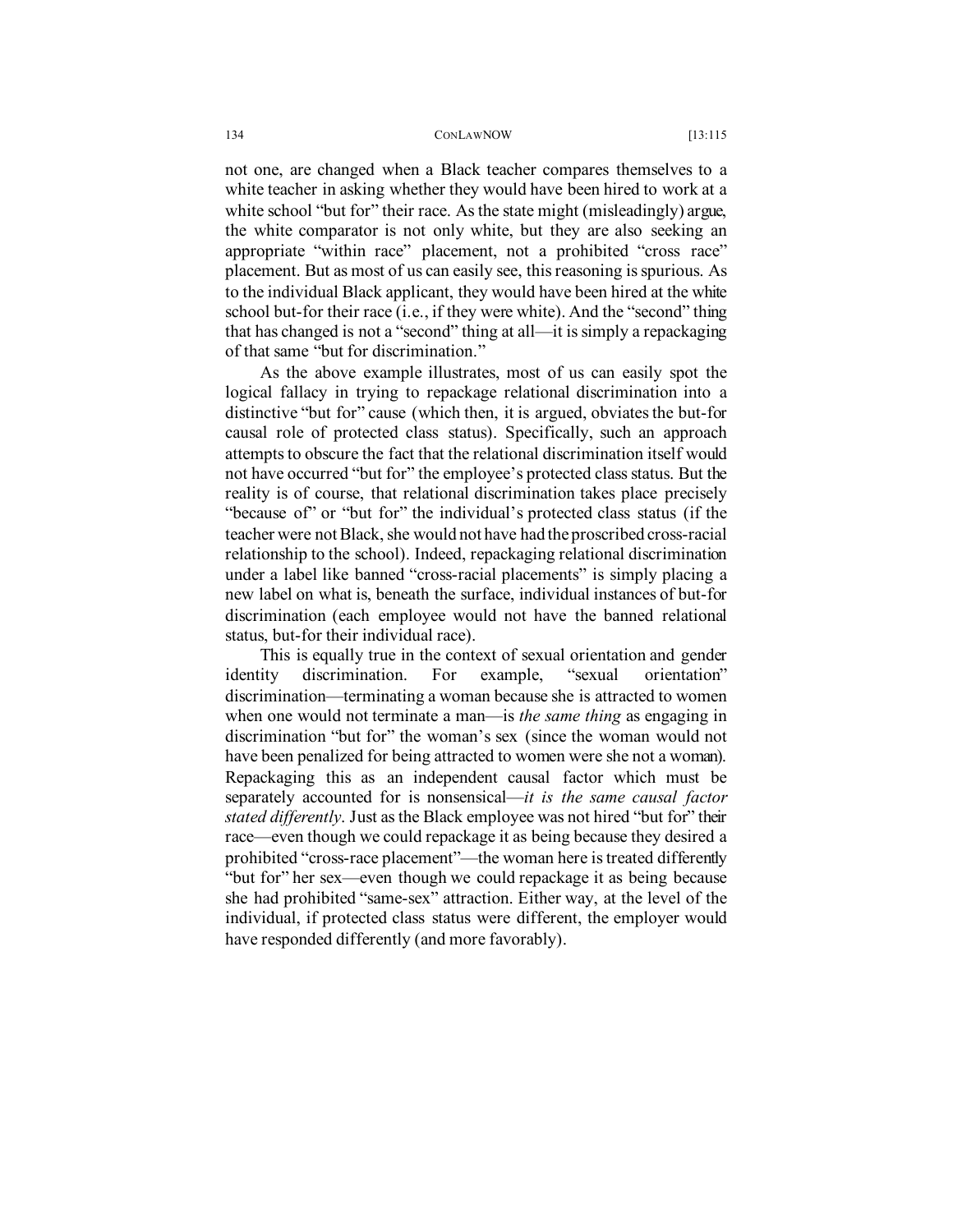not one, are changed when a Black teacher compares themselves to a white teacher in asking whether they would have been hired to work at a white school "but for" their race. As the state might (misleadingly) argue, the white comparator is not only white, but they are also seeking an appropriate "within race" placement, not a prohibited "cross race" placement. But as most of us can easily see, this reasoning is spurious. As to the individual Black applicant, they would have been hired at the white school but-for their race (i.e., if they were white). And the "second" thing that has changed is not a "second" thing at all—it is simply a repackaging of that same "but for discrimination."

As the above example illustrates, most of us can easily spot the logical fallacy in trying to repackage relational discrimination into a distinctive "but for" cause (which then, it is argued, obviates the but-for causal role of protected class status). Specifically, such an approach attempts to obscure the fact that the relational discrimination itself would not have occurred "but for" the employee's protected class status. But the reality is of course, that relational discrimination takes place precisely "because of" or "but for" the individual's protected class status (if the teacher were not Black, she would not have had the proscribed cross-racial relationship to the school). Indeed, repackaging relational discrimination under a label like banned "cross-racial placements" is simply placing a new label on what is, beneath the surface, individual instances of but-for discrimination (each employee would not have the banned relational status, but-for their individual race).

This is equally true in the context of sexual orientation and gender identity discrimination. For example, "sexual orientation" discrimination—terminating a woman because she is attracted to women when one would not terminate a man—is *the same thing* as engaging in discrimination "but for" the woman's sex (since the woman would not have been penalized for being attracted to women were she not a woman). Repackaging this as an independent causal factor which must be separately accounted for is nonsensical—*it is the same causal factor stated differently*. Just as the Black employee was not hired "but for" their race—even though we could repackage it as being because they desired a prohibited "cross-race placement"—the woman here is treated differently "but for" her sex—even though we could repackage it as being because she had prohibited "same-sex" attraction. Either way, at the level of the individual, if protected class status were different, the employer would have responded differently (and more favorably).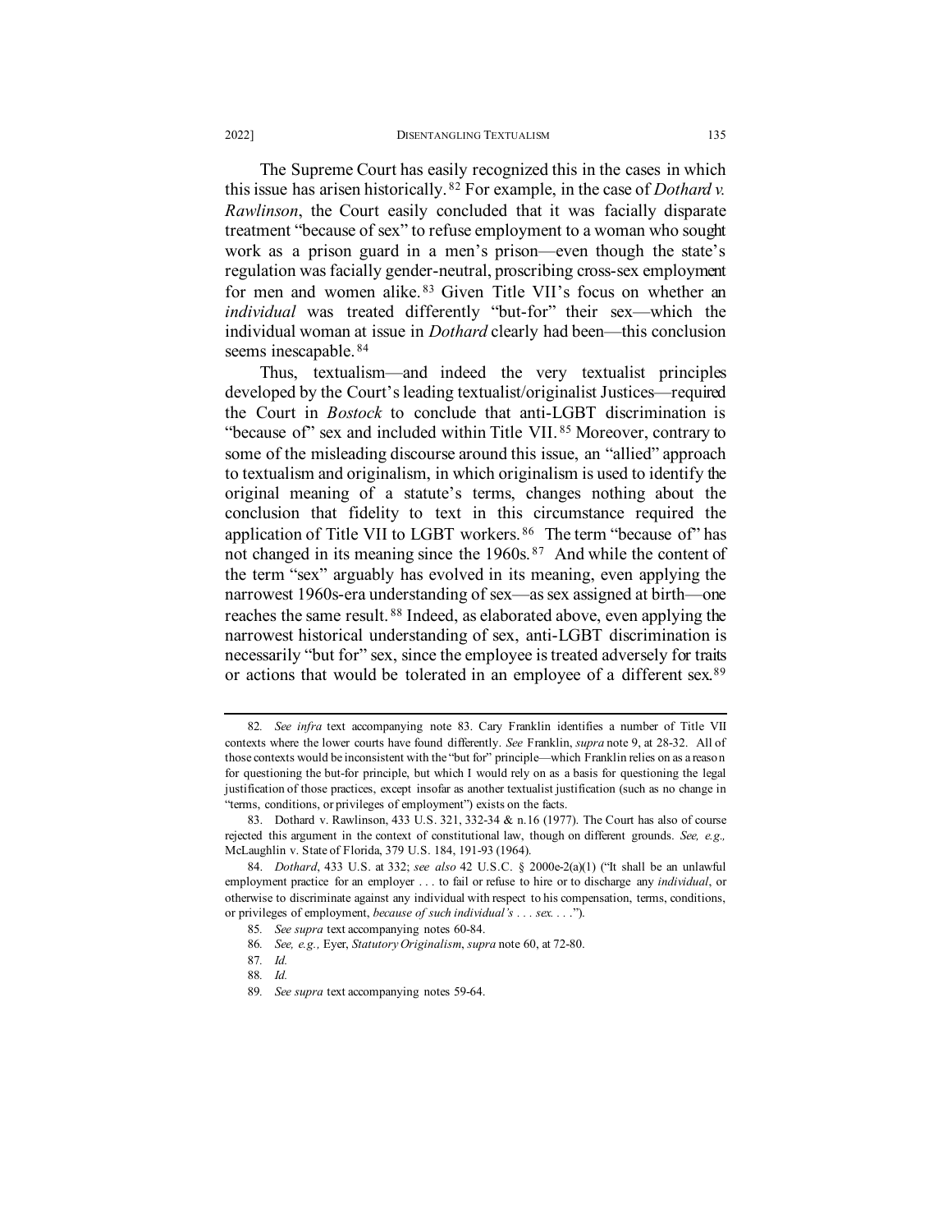The Supreme Court has easily recognized this in the cases in which this issue has arisen historically.[82] For example, in the case of *Dothard v. Rawlinson*, the Court easily concluded that it was facially disparate treatment "because of sex" to refuse employment to a woman who sought work as a prison guard in a men's prison—even though the state's regulation was facially gender-neutral, proscribing cross-sex employment for men and women alike.[83] Given Title VII's focus on whether an *individual* was treated differently "but-for" their sex—which the individual woman at issue in *Dothard* clearly had been—this conclusion seems inescapable.[84]

Thus, textualism—and indeed the very textualist principles developed by the Court's leading textualist/originalist Justices—required the Court in *Bostock* to conclude that anti-LGBT discrimination is "because of" sex and included within Title VII.[85] Moreover, contrary to some of the misleading discourse around this issue, an "allied" approach to textualism and originalism, in which originalism is used to identify the original meaning of a statute's terms, changes nothing about the conclusion that fidelity to text in this circumstance required the application of Title VII to LGBT workers.[86] The term "because of" has not changed in its meaning since the 1960s.[87] And while the content of the term "sex" arguably has evolved in its meaning, even applying the narrowest 1960s-era understanding of sex—as sex assigned at birth—one reaches the same result.[88] Indeed, as elaborated above, even applying the narrowest historical understanding of sex, anti-LGBT discrimination is necessarily "but for" sex, since the employee is treated adversely for traits or actions that would be tolerated in an employee of a different sex.[89]

---

82. *See infra* text accompanying note 83. Cary Franklin identifies a number of Title VII contexts where the lower courts have found differently. *See* Franklin, *supra* note 9, at 28-32. All of those contexts would be inconsistent with the "but for" principle—which Franklin relies on as a reason for questioning the but-for principle, but which I would rely on as a basis for questioning the legal justification of those practices, except insofar as another textualist justification (such as no change in "terms, conditions, or privileges of employment") exists on the facts.

83. Dothard v. Rawlinson, 433 U.S. 321, 332-34 & n.16 (1977). The Court has also of course rejected this argument in the context of constitutional law, though on different grounds. *See, e.g.,* McLaughlin v. State of Florida, 379 U.S. 184, 191-93 (1964).

84. *Dothard*, 433 U.S. at 332; *see also* 42 U.S.C. § 2000e-2(a)(1) ("It shall be an unlawful employment practice for an employer . . . to fail or refuse to hire or to discharge any *individual*, or otherwise to discriminate against any individual with respect to his compensation, terms, conditions, or privileges of employment, *because of such individual's . . . sex. . . .*").

85. *See supra* text accompanying notes 60-84.

86. *See, e.g.,* Eyer, *Statutory Originalism*, *supra* note 60, at 72-80.

87. *Id.*

88. *Id.*

89. *See supra* text accompanying notes 59-64.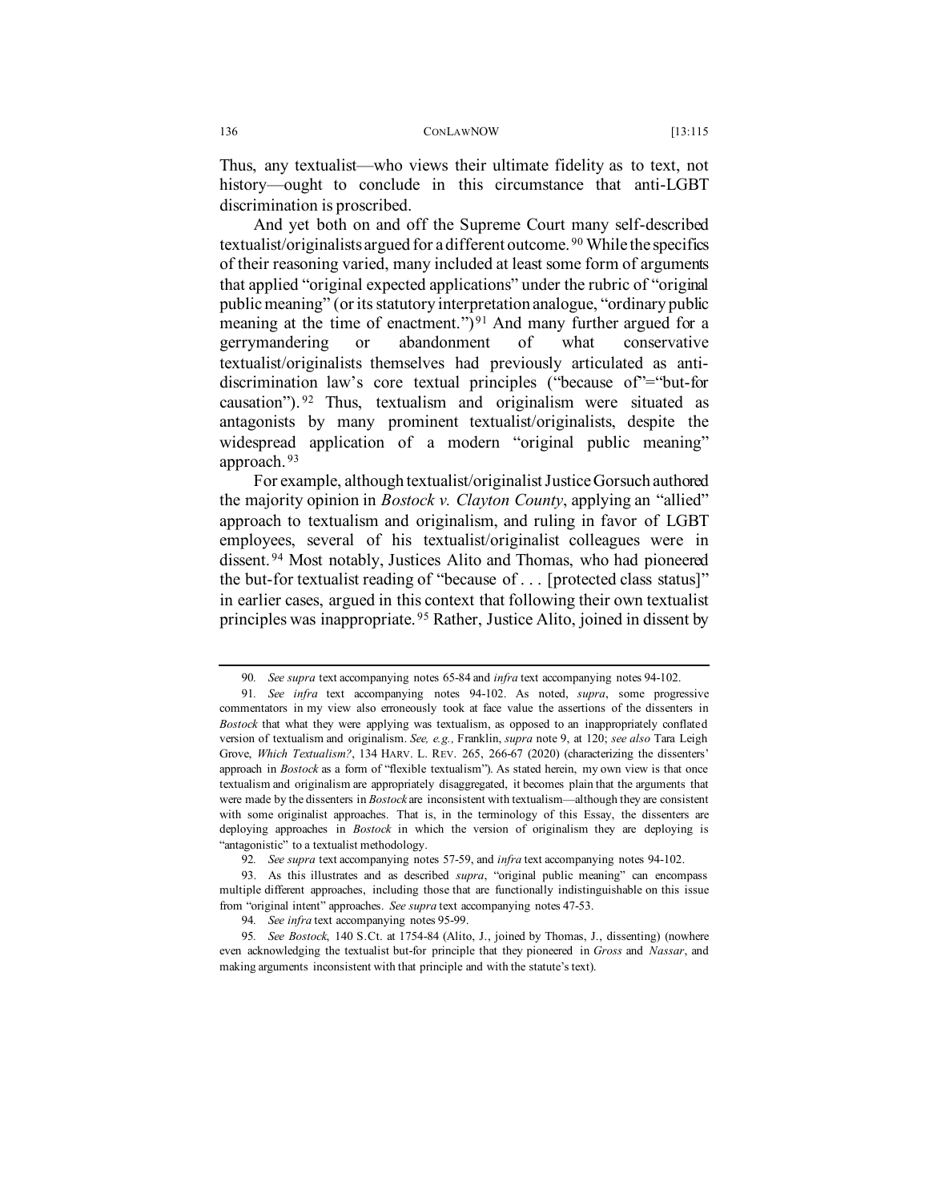Thus, any textualist—who views their ultimate fidelity as to text, not history—ought to conclude in this circumstance that anti-LGBT discrimination is proscribed.

And yet both on and off the Supreme Court many self-described textualist/originalists argued for a different outcome.[90] While the specifics of their reasoning varied, many included at least some form of arguments that applied "original expected applications" under the rubric of "original public meaning" (or its statutory interpretation analogue, "ordinary public meaning at the time of enactment.")[91] And many further argued for a gerrymandering or abandonment of what conservative textualist/originalists themselves had previously articulated as anti-discrimination law's core textual principles ("because of"="but-for causation").[92] Thus, textualism and originalism were situated as antagonists by many prominent textualist/originalists, despite the widespread application of a modern "original public meaning" approach.[93]

For example, although textualist/originalist Justice Gorsuch authored the majority opinion in *Bostock v. Clayton County*, applying an "allied" approach to textualism and originalism, and ruling in favor of LGBT employees, several of his textualist/originalist colleagues were in dissent.[94] Most notably, Justices Alito and Thomas, who had pioneered the but-for textualist reading of "because of . . . [protected class status]" in earlier cases, argued in this context that following their own textualist principles was inappropriate.[95] Rather, Justice Alito, joined in dissent by

---

90. *See supra* text accompanying notes 65-84 and *infra* text accompanying notes 94-102.

91. *See infra* text accompanying notes 94-102. As noted, *supra*, some progressive commentators in my view also erroneously took at face value the assertions of the dissenters in *Bostock* that what they were applying was textualism, as opposed to an inappropriately conflated version of textualism and originalism. *See, e.g.,* Franklin, *supra* note 9, at 120; *see also* Tara Leigh Grove, *Which Textualism?*, 134 HARV. L. REV. 265, 266-67 (2020) (characterizing the dissenters' approach in *Bostock* as a form of "flexible textualism"). As stated herein, my own view is that once textualism and originalism are appropriately disaggregated, it becomes plain that the arguments that were made by the dissenters in *Bostock* are inconsistent with textualism—although they are consistent with some originalist approaches. That is, in the terminology of this Essay, the dissenters are deploying approaches in *Bostock* in which the version of originalism they are deploying is "antagonistic" to a textualist methodology.

92. *See supra* text accompanying notes 57-59, and *infra* text accompanying notes 94-102.

93. As this illustrates and as described *supra*, "original public meaning" can encompass multiple different approaches, including those that are functionally indistinguishable on this issue from "original intent" approaches. *See supra* text accompanying notes 47-53.

94. *See infra* text accompanying notes 95-99.

95. *See Bostock*, 140 S.Ct. at 1754-84 (Alito, J., joined by Thomas, J., dissenting) (nowhere even acknowledging the textualist but-for principle that they pioneered in *Gross* and *Nassar*, and making arguments inconsistent with that principle and with the statute's text).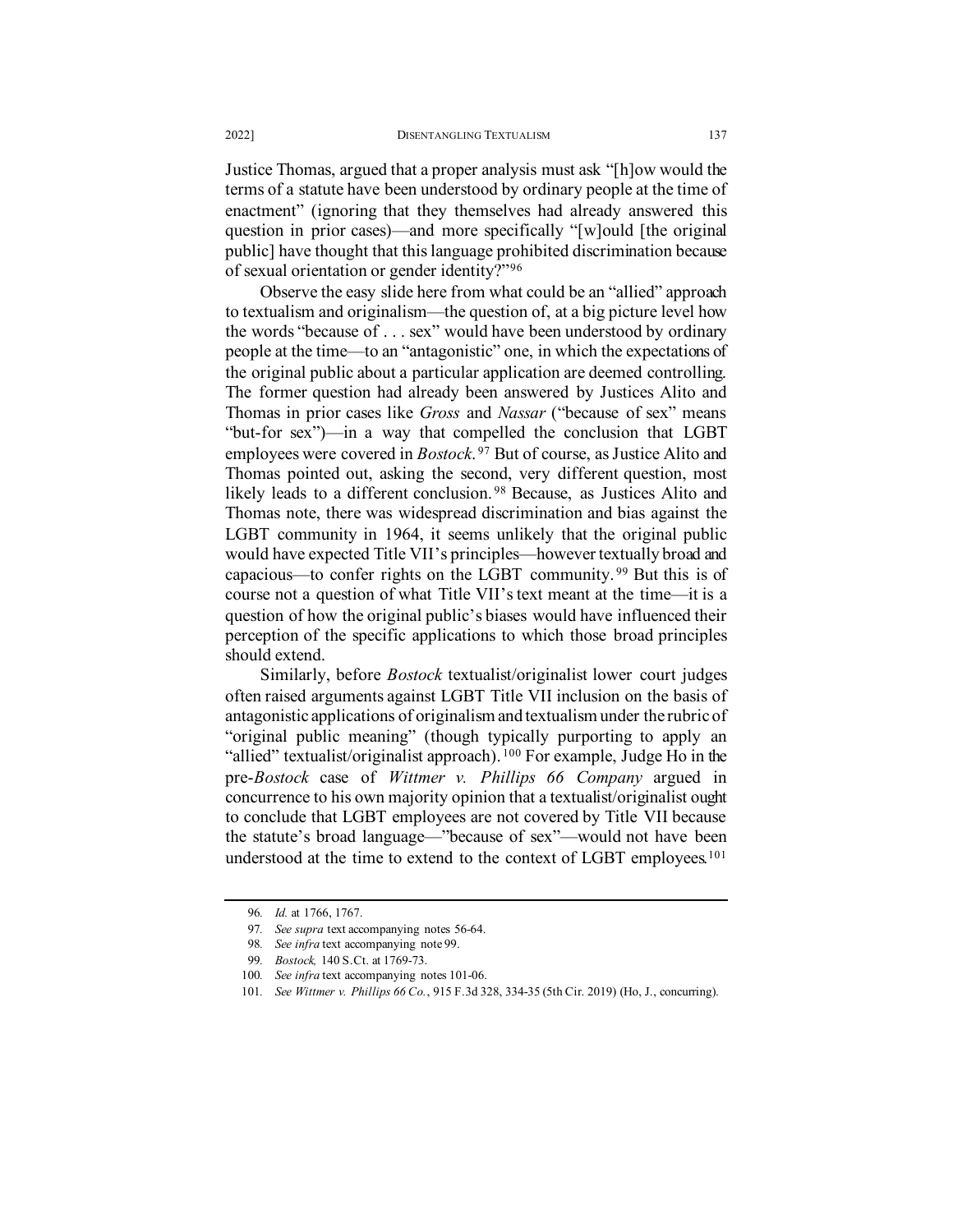Justice Thomas, argued that a proper analysis must ask "[h]ow would the terms of a statute have been understood by ordinary people at the time of enactment" (ignoring that they themselves had already answered this question in prior cases)—and more specifically "[w]ould [the original public] have thought that this language prohibited discrimination because of sexual orientation or gender identity?"[96]

Observe the easy slide here from what could be an "allied" approach to textualism and originalism—the question of, at a big picture level how the words "because of . . . sex" would have been understood by ordinary people at the time—to an "antagonistic" one, in which the expectations of the original public about a particular application are deemed controlling. The former question had already been answered by Justices Alito and Thomas in prior cases like *Gross* and *Nassar* ("because of sex" means "but-for sex")—in a way that compelled the conclusion that LGBT employees were covered in *Bostock*.[97] But of course, as Justice Alito and Thomas pointed out, asking the second, very different question, most likely leads to a different conclusion.[98] Because, as Justices Alito and Thomas note, there was widespread discrimination and bias against the LGBT community in 1964, it seems unlikely that the original public would have expected Title VII's principles—however textually broad and capacious—to confer rights on the LGBT community.[99] But this is of course not a question of what Title VII's text meant at the time—it is a question of how the original public's biases would have influenced their perception of the specific applications to which those broad principles should extend.

Similarly, before *Bostock* textualist/originalist lower court judges often raised arguments against LGBT Title VII inclusion on the basis of antagonistic applications of originalism and textualism under the rubric of "original public meaning" (though typically purporting to apply an "allied" textualist/originalist approach).[100] For example, Judge Ho in the pre-*Bostock* case of *Wittmer v. Phillips 66 Company* argued in concurrence to his own majority opinion that a textualist/originalist ought to conclude that LGBT employees are not covered by Title VII because the statute's broad language—"because of sex"—would not have been understood at the time to extend to the context of LGBT employees.[101]

---

96. *Id.* at 1766, 1767.

97. *See supra* text accompanying notes 56-64.

98. *See infra* text accompanying note 99.

99. *Bostock*, 140 S.Ct. at 1769-73.

100. *See infra* text accompanying notes 101-06.

101. *See Wittmer v. Phillips 66 Co.*, 915 F.3d 328, 334-35 (5th Cir. 2019) (Ho, J., concurring).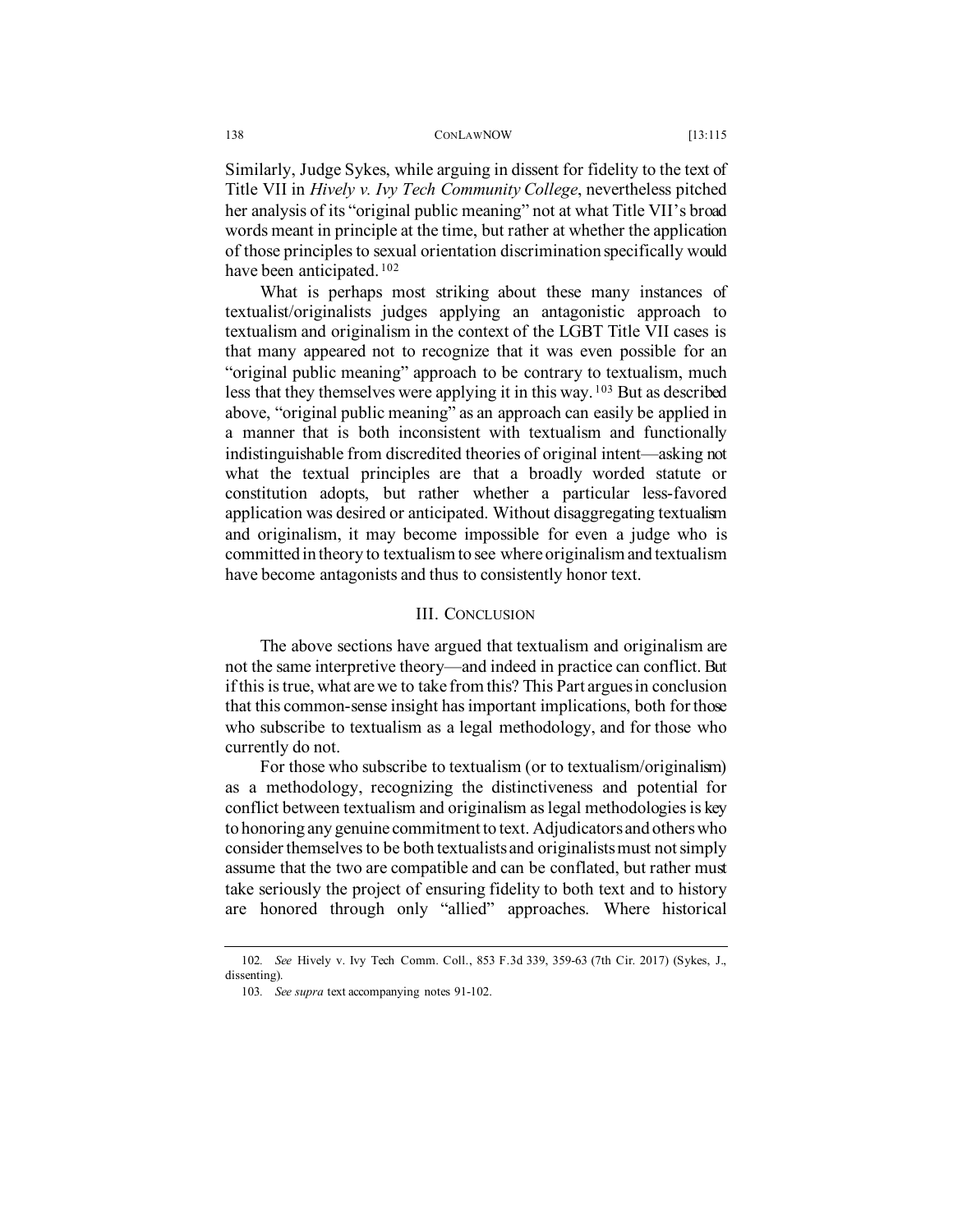Similarly, Judge Sykes, while arguing in dissent for fidelity to the text of Title VII in *Hively v. Ivy Tech Community College*, nevertheless pitched her analysis of its "original public meaning" not at what Title VII's broad words meant in principle at the time, but rather at whether the application of those principles to sexual orientation discrimination specifically would have been anticipated.[102]

What is perhaps most striking about these many instances of textualist/originalists judges applying an antagonistic approach to textualism and originalism in the context of the LGBT Title VII cases is that many appeared not to recognize that it was even possible for an "original public meaning" approach to be contrary to textualism, much less that they themselves were applying it in this way.[103] But as described above, "original public meaning" as an approach can easily be applied in a manner that is both inconsistent with textualism and functionally indistinguishable from discredited theories of original intent—asking not what the textual principles are that a broadly worded statute or constitution adopts, but rather whether a particular less-favored application was desired or anticipated. Without disaggregating textualism and originalism, it may become impossible for even a judge who is committed in theory to textualism to see where originalism and textualism have become antagonists and thus to consistently honor text.

## III. CONCLUSION

The above sections have argued that textualism and originalism are not the same interpretive theory—and indeed in practice can conflict. But if this is true, what are we to take from this? This Part argues in conclusion that this common-sense insight has important implications, both for those who subscribe to textualism as a legal methodology, and for those who currently do not.

For those who subscribe to textualism (or to textualism/originalism) as a methodology, recognizing the distinctiveness and potential for conflict between textualism and originalism as legal methodologies is key to honoring any genuine commitment to text. Adjudicators and others who consider themselves to be both textualists and originalists must not simply assume that the two are compatible and can be conflated, but rather must take seriously the project of ensuring fidelity to both text and to history are honored through only "allied" approaches. Where historical

---

102. *See* Hively v. Ivy Tech Comm. Coll., 853 F.3d 339, 359-63 (7th Cir. 2017) (Sykes, J., dissenting).

103. *See supra* text accompanying notes 91-102.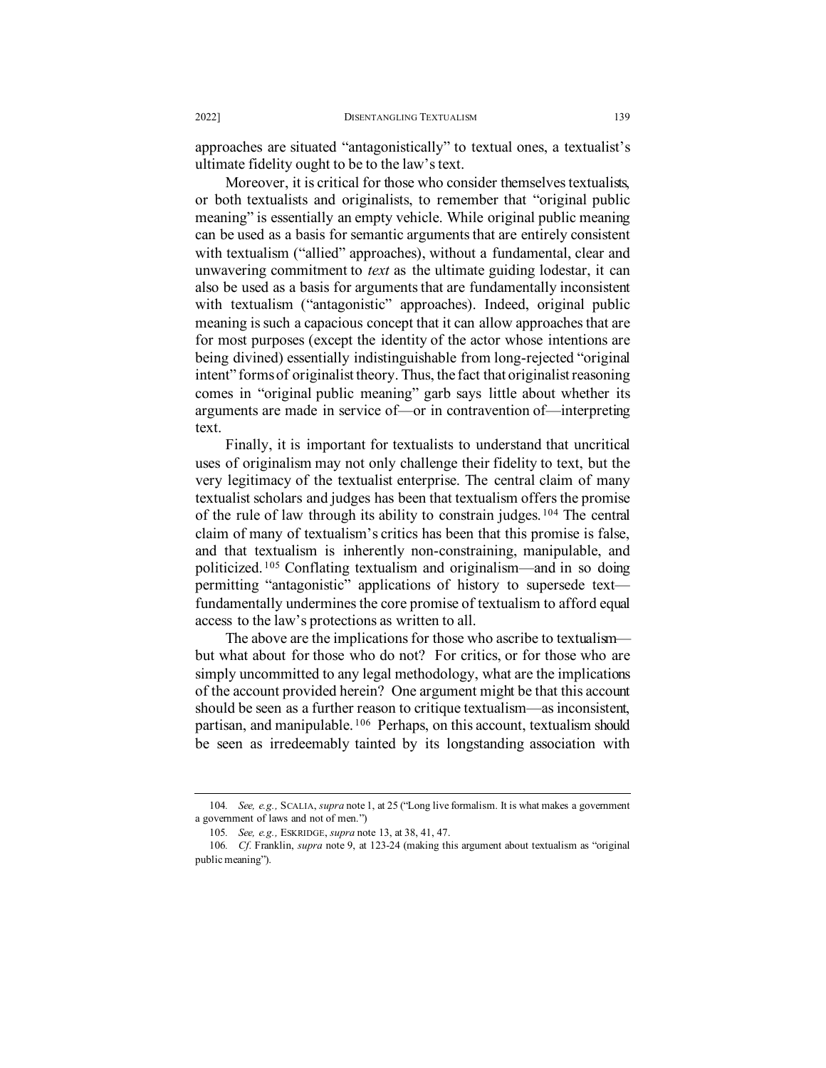approaches are situated "antagonistically" to textual ones, a textualist's ultimate fidelity ought to be to the law's text.

Moreover, it is critical for those who consider themselves textualists, or both textualists and originalists, to remember that "original public meaning" is essentially an empty vehicle. While original public meaning can be used as a basis for semantic arguments that are entirely consistent with textualism ("allied" approaches), without a fundamental, clear and unwavering commitment to *text* as the ultimate guiding lodestar, it can also be used as a basis for arguments that are fundamentally inconsistent with textualism ("antagonistic" approaches). Indeed, original public meaning is such a capacious concept that it can allow approaches that are for most purposes (except the identity of the actor whose intentions are being divined) essentially indistinguishable from long-rejected "original intent" forms of originalist theory. Thus, the fact that originalist reasoning comes in "original public meaning" garb says little about whether its arguments are made in service of—or in contravention of—interpreting text.

Finally, it is important for textualists to understand that uncritical uses of originalism may not only challenge their fidelity to text, but the very legitimacy of the textualist enterprise. The central claim of many textualist scholars and judges has been that textualism offers the promise of the rule of law through its ability to constrain judges.[104] The central claim of many of textualism's critics has been that this promise is false, and that textualism is inherently non-constraining, manipulable, and politicized.[105] Conflating textualism and originalism—and in so doing permitting "antagonistic" applications of history to supersede text—fundamentally undermines the core promise of textualism to afford equal access to the law's protections as written to all.

The above are the implications for those who ascribe to textualism—but what about for those who do not? For critics, or for those who are simply uncommitted to any legal methodology, what are the implications of the account provided herein? One argument might be that this account should be seen as a further reason to critique textualism—as inconsistent, partisan, and manipulable.[106] Perhaps, on this account, textualism should be seen as irredeemably tainted by its longstanding association with

---

104. *See, e.g.,* SCALIA, *supra* note 1, at 25 ("Long live formalism. It is what makes a government a government of laws and not of men.")

105. *See, e.g.,* ESKRIDGE, *supra* note 13, at 38, 41, 47.

106. *Cf.* Franklin, *supra* note 9, at 123-24 (making this argument about textualism as "original public meaning").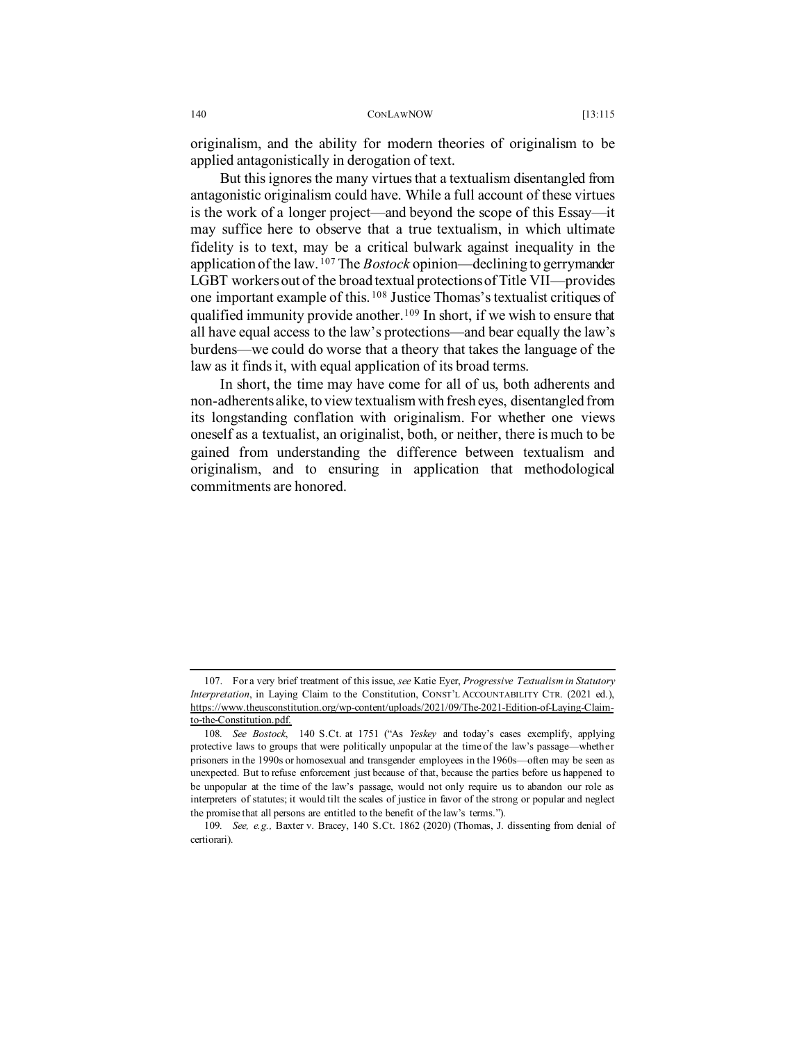originalism, and the ability for modern theories of originalism to be applied antagonistically in derogation of text.

But this ignores the many virtues that a textualism disentangled from antagonistic originalism could have. While a full account of these virtues is the work of a longer project—and beyond the scope of this Essay—it may suffice here to observe that a true textualism, in which ultimate fidelity is to text, may be a critical bulwark against inequality in the application of the law.[107] The *Bostock* opinion—declining to gerrymander LGBT workers out of the broad textual protections of Title VII—provides one important example of this.[108] Justice Thomas's textualist critiques of qualified immunity provide another.[109] In short, if we wish to ensure that all have equal access to the law's protections—and bear equally the law's burdens—we could do worse that a theory that takes the language of the law as it finds it, with equal application of its broad terms.

In short, the time may have come for all of us, both adherents and non-adherents alike, to view textualism with fresh eyes, disentangled from its longstanding conflation with originalism. For whether one views oneself as a textualist, an originalist, both, or neither, there is much to be gained from understanding the difference between textualism and originalism, and to ensuring in application that methodological commitments are honored.

---

107. For a very brief treatment of this issue, *see* Katie Eyer, *Progressive Textualism in Statutory Interpretation*, in Laying Claim to the Constitution, CONST'L ACCOUNTABILITY CTR. (2021 ed.), https://www.theusconstitution.org/wp-content/uploads/2021/09/The-2021-Edition-of-Laying-Claim-to-the-Constitution.pdf.

108. *See Bostock*, 140 S.Ct. at 1751 ("As *Yeskey* and today's cases exemplify, applying protective laws to groups that were politically unpopular at the time of the law's passage—whether prisoners in the 1990s or homosexual and transgender employees in the 1960s—often may be seen as unexpected. But to refuse enforcement just because of that, because the parties before us happened to be unpopular at the time of the law's passage, would not only require us to abandon our role as interpreters of statutes; it would tilt the scales of justice in favor of the strong or popular and neglect the promise that all persons are entitled to the benefit of the law's terms.").

109. *See, e.g.,* Baxter v. Bracey, 140 S.Ct. 1862 (2020) (Thomas, J. dissenting from denial of certiorari).